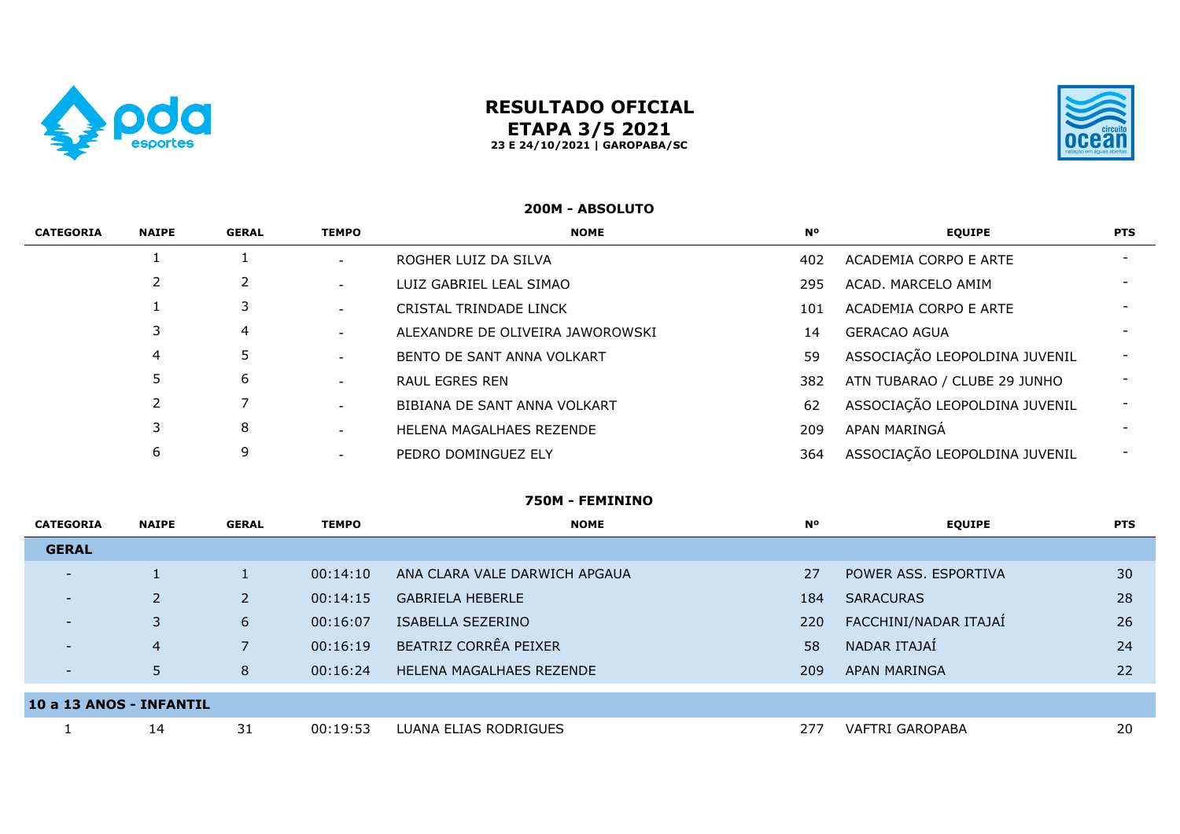# RESULTADO OFICIAL
## ETAPA 3/5 2021
**23 E 24/10/2021 | GAROPABA/SC**

### 200M - ABSOLUTO

| CATEGORIA | NAIPE | GERAL | TEMPO | NOME | Nº | EQUIPE | PTS |
|---|---|---|---|---|---|---|---|
| | 1 | 1 | - | ROGHER LUIZ DA SILVA | 402 | ACADEMIA CORPO E ARTE | - |
| | 2 | 2 | - | LUIZ GABRIEL LEAL SIMAO | 295 | ACAD. MARCELO AMIM | - |
| | 1 | 3 | - | CRISTAL TRINDADE LINCK | 101 | ACADEMIA CORPO E ARTE | - |
| | 3 | 4 | - | ALEXANDRE DE OLIVEIRA JAWOROWSKI | 14 | GERACAO AGUA | - |
| | 4 | 5 | - | BENTO DE SANT ANNA VOLKART | 59 | ASSOCIAÇÃO LEOPOLDINA JUVENIL | - |
| | 5 | 6 | - | RAUL EGRES REN | 382 | ATN TUBARAO / CLUBE 29 JUNHO | - |
| | 2 | 7 | - | BIBIANA DE SANT ANNA VOLKART | 62 | ASSOCIAÇÃO LEOPOLDINA JUVENIL | - |
| | 3 | 8 | - | HELENA MAGALHAES REZENDE | 209 | APAN MARINGÁ | - |
| | 6 | 9 | - | PEDRO DOMINGUEZ ELY | 364 | ASSOCIAÇÃO LEOPOLDINA JUVENIL | - |

### 750M - FEMININO

| CATEGORIA | NAIPE | GERAL | TEMPO | NOME | Nº | EQUIPE | PTS |
|---|---|---|---|---|---|---|---|
| **GERAL** | | | | | | | |
| - | 1 | 1 | 00:14:10 | ANA CLARA VALE DARWICH APGAUA | 27 | POWER ASS. ESPORTIVA | 30 |
| - | 2 | 2 | 00:14:15 | GABRIELA HEBERLE | 184 | SARACURAS | 28 |
| - | 3 | 6 | 00:16:07 | ISABELLA SEZERINO | 220 | FACCHINI/NADAR ITAJAÍ | 26 |
| - | 4 | 7 | 00:16:19 | BEATRIZ CORRÊA PEIXER | 58 | NADAR ITAJAÍ | 24 |
| - | 5 | 8 | 00:16:24 | HELENA MAGALHAES REZENDE | 209 | APAN MARINGA | 22 |
| **10 a 13 ANOS - INFANTIL** | | | | | | | |
| 1 | 14 | 31 | 00:19:53 | LUANA ELIAS RODRIGUES | 277 | VAFTRI GAROPABA | 20 |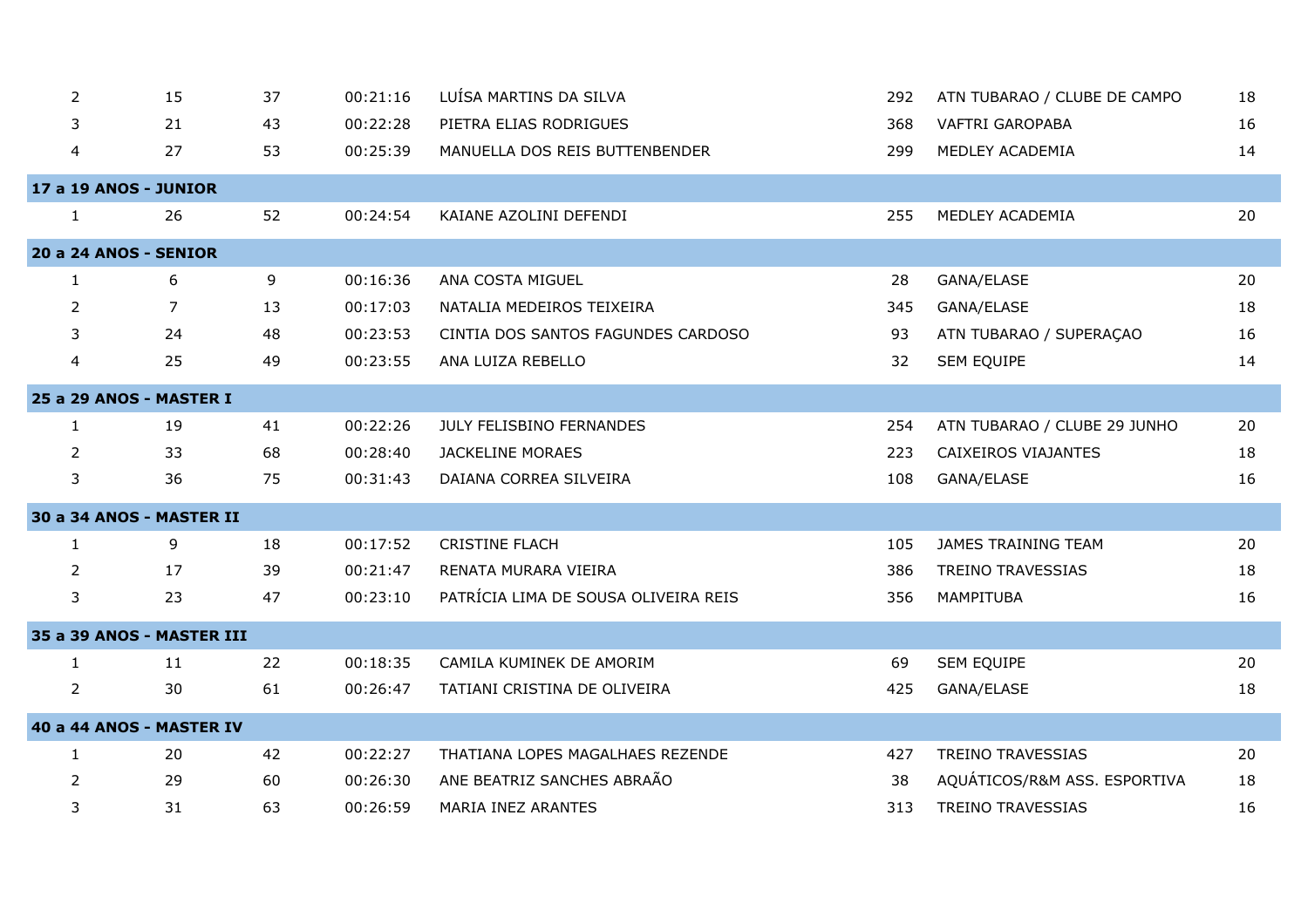| | | | | | | | |
|---|---|---|---|---|---|---|---|
| 2 | 15 | 37 | 00:21:16 | LUÍSA MARTINS DA SILVA | 292 | ATN TUBARAO / CLUBE DE CAMPO | 18 |
| 3 | 21 | 43 | 00:22:28 | PIETRA ELIAS RODRIGUES | 368 | VAFTRI GAROPABA | 16 |
| 4 | 27 | 53 | 00:25:39 | MANUELLA DOS REIS BUTTENBENDER | 299 | MEDLEY ACADEMIA | 14 |
| **17 a 19 ANOS - JUNIOR** | | | | | | | |
| 1 | 26 | 52 | 00:24:54 | KAIANE AZOLINI DEFENDI | 255 | MEDLEY ACADEMIA | 20 |
| **20 a 24 ANOS - SENIOR** | | | | | | | |
| 1 | 6 | 9 | 00:16:36 | ANA COSTA MIGUEL | 28 | GANA/ELASE | 20 |
| 2 | 7 | 13 | 00:17:03 | NATALIA MEDEIROS TEIXEIRA | 345 | GANA/ELASE | 18 |
| 3 | 24 | 48 | 00:23:53 | CINTIA DOS SANTOS FAGUNDES CARDOSO | 93 | ATN TUBARAO / SUPERAÇAO | 16 |
| 4 | 25 | 49 | 00:23:55 | ANA LUIZA REBELLO | 32 | SEM EQUIPE | 14 |
| **25 a 29 ANOS - MASTER I** | | | | | | | |
| 1 | 19 | 41 | 00:22:26 | JULY FELISBINO FERNANDES | 254 | ATN TUBARAO / CLUBE 29 JUNHO | 20 |
| 2 | 33 | 68 | 00:28:40 | JACKELINE MORAES | 223 | CAIXEIROS VIAJANTES | 18 |
| 3 | 36 | 75 | 00:31:43 | DAIANA CORREA SILVEIRA | 108 | GANA/ELASE | 16 |
| **30 a 34 ANOS - MASTER II** | | | | | | | |
| 1 | 9 | 18 | 00:17:52 | CRISTINE FLACH | 105 | JAMES TRAINING TEAM | 20 |
| 2 | 17 | 39 | 00:21:47 | RENATA MURARA VIEIRA | 386 | TREINO TRAVESSIAS | 18 |
| 3 | 23 | 47 | 00:23:10 | PATRÍCIA LIMA DE SOUSA OLIVEIRA REIS | 356 | MAMPITUBA | 16 |
| **35 a 39 ANOS - MASTER III** | | | | | | | |
| 1 | 11 | 22 | 00:18:35 | CAMILA KUMINEK DE AMORIM | 69 | SEM EQUIPE | 20 |
| 2 | 30 | 61 | 00:26:47 | TATIANI CRISTINA DE OLIVEIRA | 425 | GANA/ELASE | 18 |
| **40 a 44 ANOS - MASTER IV** | | | | | | | |
| 1 | 20 | 42 | 00:22:27 | THATIANA LOPES MAGALHAES REZENDE | 427 | TREINO TRAVESSIAS | 20 |
| 2 | 29 | 60 | 00:26:30 | ANE BEATRIZ SANCHES ABRAÃO | 38 | AQUÁTICOS/R&M ASS. ESPORTIVA | 18 |
| 3 | 31 | 63 | 00:26:59 | MARIA INEZ ARANTES | 313 | TREINO TRAVESSIAS | 16 |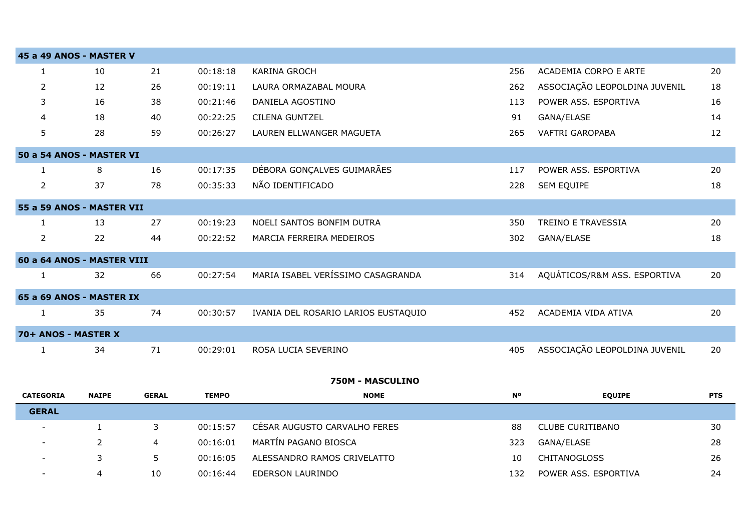| | | | | | | | |
|---|---|---|---|---|---|---|---|
| **45 a 49 ANOS - MASTER V** | | | | | | | |
| 1 | 10 | 21 | 00:18:18 | KARINA GROCH | 256 | ACADEMIA CORPO E ARTE | 20 |
| 2 | 12 | 26 | 00:19:11 | LAURA ORMAZABAL MOURA | 262 | ASSOCIAÇÃO LEOPOLDINA JUVENIL | 18 |
| 3 | 16 | 38 | 00:21:46 | DANIELA AGOSTINO | 113 | POWER ASS. ESPORTIVA | 16 |
| 4 | 18 | 40 | 00:22:25 | CILENA GUNTZEL | 91 | GANA/ELASE | 14 |
| 5 | 28 | 59 | 00:26:27 | LAUREN ELLWANGER MAGUETA | 265 | VAFTRI GAROPABA | 12 |
| **50 a 54 ANOS - MASTER VI** | | | | | | | |
| 1 | 8 | 16 | 00:17:35 | DÉBORA GONÇALVES GUIMARÃES | 117 | POWER ASS. ESPORTIVA | 20 |
| 2 | 37 | 78 | 00:35:33 | NÃO IDENTIFICADO | 228 | SEM EQUIPE | 18 |
| **55 a 59 ANOS - MASTER VII** | | | | | | | |
| 1 | 13 | 27 | 00:19:23 | NOELI SANTOS BONFIM DUTRA | 350 | TREINO E TRAVESSIA | 20 |
| 2 | 22 | 44 | 00:22:52 | MARCIA FERREIRA MEDEIROS | 302 | GANA/ELASE | 18 |
| **60 a 64 ANOS - MASTER VIII** | | | | | | | |
| 1 | 32 | 66 | 00:27:54 | MARIA ISABEL VERÍSSIMO CASAGRANDA | 314 | AQUÁTICOS/R&M ASS. ESPORTIVA | 20 |
| **65 a 69 ANOS - MASTER IX** | | | | | | | |
| 1 | 35 | 74 | 00:30:57 | IVANIA DEL ROSARIO LARIOS EUSTAQUIO | 452 | ACADEMIA VIDA ATIVA | 20 |
| **70+ ANOS - MASTER X** | | | | | | | |
| 1 | 34 | 71 | 00:29:01 | ROSA LUCIA SEVERINO | 405 | ASSOCIAÇÃO LEOPOLDINA JUVENIL | 20 |

### 750M - MASCULINO

| CATEGORIA | NAIPE | GERAL | TEMPO | NOME | Nº | EQUIPE | PTS |
|---|---|---|---|---|---|---|---|
| **GERAL** | | | | | | | |
| - | 1 | 3 | 00:15:57 | CÉSAR AUGUSTO CARVALHO FERES | 88 | CLUBE CURITIBANO | 30 |
| - | 2 | 4 | 00:16:01 | MARTÍN PAGANO BIOSCA | 323 | GANA/ELASE | 28 |
| - | 3 | 5 | 00:16:05 | ALESSANDRO RAMOS CRIVELATTO | 10 | CHITANOGLOSS | 26 |
| - | 4 | 10 | 00:16:44 | EDERSON LAURINDO | 132 | POWER ASS. ESPORTIVA | 24 |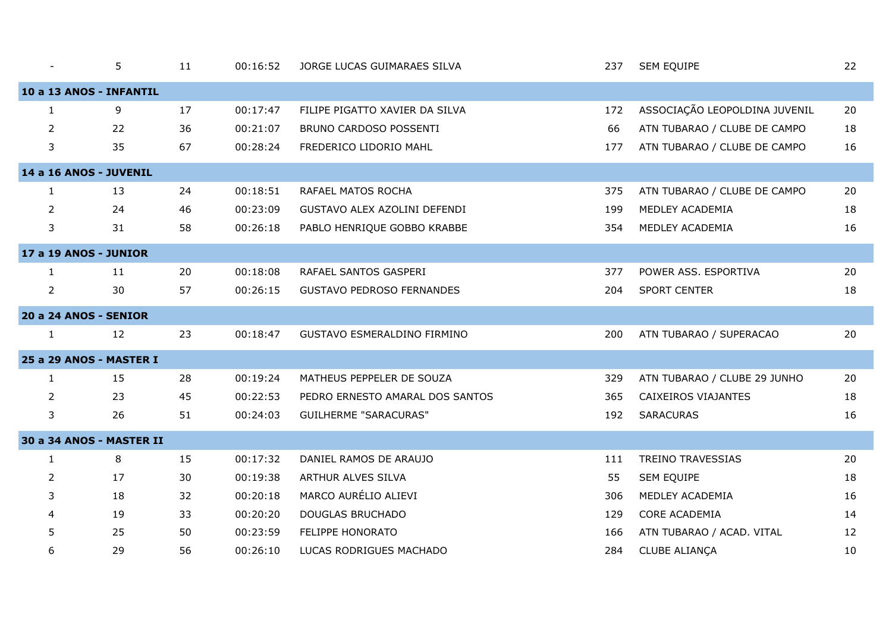| | | | | | | | |
|---|---|---|---|---|---|---|---|
| - | 5 | 11 | 00:16:52 | JORGE LUCAS GUIMARAES SILVA | 237 | SEM EQUIPE | 22 |
| **10 a 13 ANOS - INFANTIL** | | | | | | | |
| 1 | 9 | 17 | 00:17:47 | FILIPE PIGATTO XAVIER DA SILVA | 172 | ASSOCIAÇÃO LEOPOLDINA JUVENIL | 20 |
| 2 | 22 | 36 | 00:21:07 | BRUNO CARDOSO POSSENTI | 66 | ATN TUBARAO / CLUBE DE CAMPO | 18 |
| 3 | 35 | 67 | 00:28:24 | FREDERICO LIDORIO MAHL | 177 | ATN TUBARAO / CLUBE DE CAMPO | 16 |
| **14 a 16 ANOS - JUVENIL** | | | | | | | |
| 1 | 13 | 24 | 00:18:51 | RAFAEL MATOS ROCHA | 375 | ATN TUBARAO / CLUBE DE CAMPO | 20 |
| 2 | 24 | 46 | 00:23:09 | GUSTAVO ALEX AZOLINI DEFENDI | 199 | MEDLEY ACADEMIA | 18 |
| 3 | 31 | 58 | 00:26:18 | PABLO HENRIQUE GOBBO KRABBE | 354 | MEDLEY ACADEMIA | 16 |
| **17 a 19 ANOS - JUNIOR** | | | | | | | |
| 1 | 11 | 20 | 00:18:08 | RAFAEL SANTOS GASPERI | 377 | POWER ASS. ESPORTIVA | 20 |
| 2 | 30 | 57 | 00:26:15 | GUSTAVO PEDROSO FERNANDES | 204 | SPORT CENTER | 18 |
| **20 a 24 ANOS - SENIOR** | | | | | | | |
| 1 | 12 | 23 | 00:18:47 | GUSTAVO ESMERALDINO FIRMINO | 200 | ATN TUBARAO / SUPERACAO | 20 |
| **25 a 29 ANOS - MASTER I** | | | | | | | |
| 1 | 15 | 28 | 00:19:24 | MATHEUS PEPPELER DE SOUZA | 329 | ATN TUBARAO / CLUBE 29 JUNHO | 20 |
| 2 | 23 | 45 | 00:22:53 | PEDRO ERNESTO AMARAL DOS SANTOS | 365 | CAIXEIROS VIAJANTES | 18 |
| 3 | 26 | 51 | 00:24:03 | GUILHERME "SARACURAS" | 192 | SARACURAS | 16 |
| **30 a 34 ANOS - MASTER II** | | | | | | | |
| 1 | 8 | 15 | 00:17:32 | DANIEL RAMOS DE ARAUJO | 111 | TREINO TRAVESSIAS | 20 |
| 2 | 17 | 30 | 00:19:38 | ARTHUR ALVES SILVA | 55 | SEM EQUIPE | 18 |
| 3 | 18 | 32 | 00:20:18 | MARCO AURÉLIO ALIEVI | 306 | MEDLEY ACADEMIA | 16 |
| 4 | 19 | 33 | 00:20:20 | DOUGLAS BRUCHADO | 129 | CORE ACADEMIA | 14 |
| 5 | 25 | 50 | 00:23:59 | FELIPPE HONORATO | 166 | ATN TUBARAO / ACAD. VITAL | 12 |
| 6 | 29 | 56 | 00:26:10 | LUCAS RODRIGUES MACHADO | 284 | CLUBE ALIANÇA | 10 |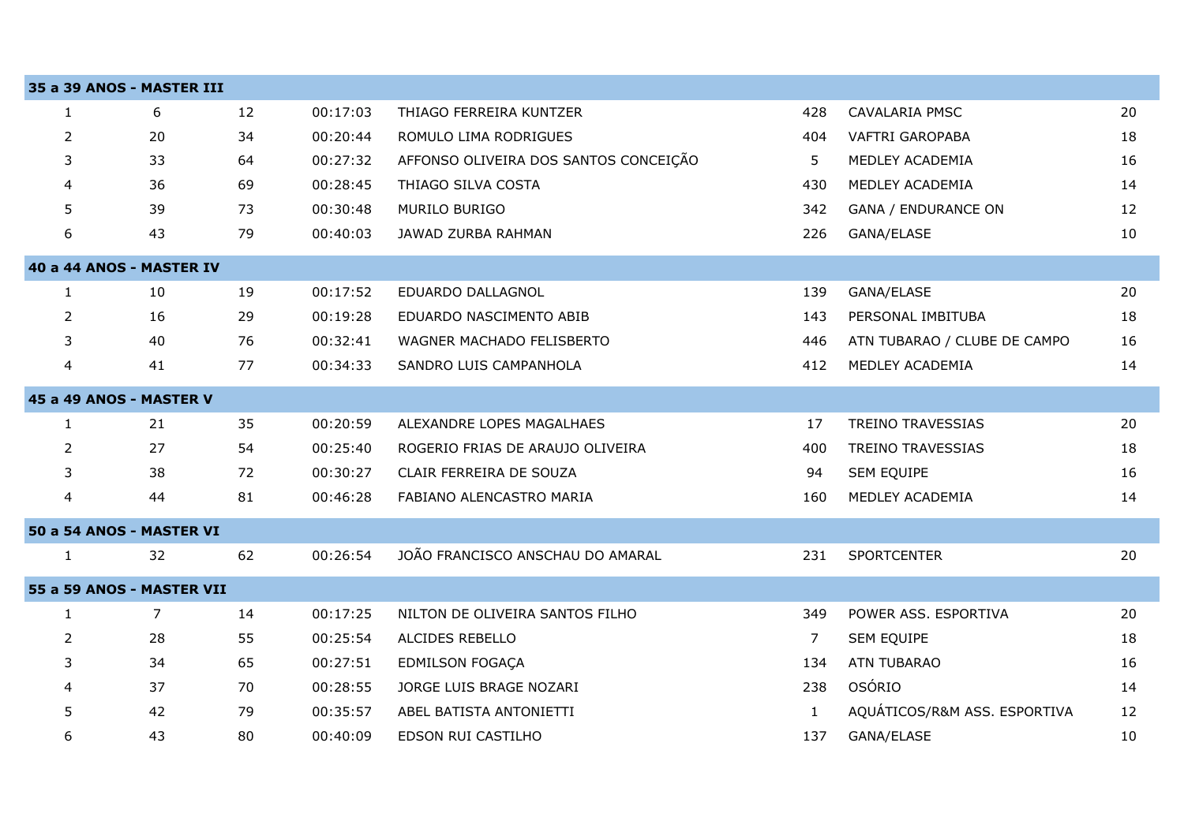| 35 a 39 ANOS - MASTER III | | | | | | | |
|---|---|---|---|---|---|---|---|
| 1 | 6 | 12 | 00:17:03 | THIAGO FERREIRA KUNTZER | 428 | CAVALARIA PMSC | 20 |
| 2 | 20 | 34 | 00:20:44 | ROMULO LIMA RODRIGUES | 404 | VAFTRI GAROPABA | 18 |
| 3 | 33 | 64 | 00:27:32 | AFFONSO OLIVEIRA DOS SANTOS CONCEIÇÃO | 5 | MEDLEY ACADEMIA | 16 |
| 4 | 36 | 69 | 00:28:45 | THIAGO SILVA COSTA | 430 | MEDLEY ACADEMIA | 14 |
| 5 | 39 | 73 | 00:30:48 | MURILO BURIGO | 342 | GANA / ENDURANCE ON | 12 |
| 6 | 43 | 79 | 00:40:03 | JAWAD ZURBA RAHMAN | 226 | GANA/ELASE | 10 |
| **40 a 44 ANOS - MASTER IV** | | | | | | | |
| 1 | 10 | 19 | 00:17:52 | EDUARDO DALLAGNOL | 139 | GANA/ELASE | 20 |
| 2 | 16 | 29 | 00:19:28 | EDUARDO NASCIMENTO ABIB | 143 | PERSONAL IMBITUBA | 18 |
| 3 | 40 | 76 | 00:32:41 | WAGNER MACHADO FELISBERTO | 446 | ATN TUBARAO / CLUBE DE CAMPO | 16 |
| 4 | 41 | 77 | 00:34:33 | SANDRO LUIS CAMPANHOLA | 412 | MEDLEY ACADEMIA | 14 |
| **45 a 49 ANOS - MASTER V** | | | | | | | |
| 1 | 21 | 35 | 00:20:59 | ALEXANDRE LOPES MAGALHAES | 17 | TREINO TRAVESSIAS | 20 |
| 2 | 27 | 54 | 00:25:40 | ROGERIO FRIAS DE ARAUJO OLIVEIRA | 400 | TREINO TRAVESSIAS | 18 |
| 3 | 38 | 72 | 00:30:27 | CLAIR FERREIRA DE SOUZA | 94 | SEM EQUIPE | 16 |
| 4 | 44 | 81 | 00:46:28 | FABIANO ALENCASTRO MARIA | 160 | MEDLEY ACADEMIA | 14 |
| **50 a 54 ANOS - MASTER VI** | | | | | | | |
| 1 | 32 | 62 | 00:26:54 | JOÃO FRANCISCO ANSCHAU DO AMARAL | 231 | SPORTCENTER | 20 |
| **55 a 59 ANOS - MASTER VII** | | | | | | | |
| 1 | 7 | 14 | 00:17:25 | NILTON DE OLIVEIRA SANTOS FILHO | 349 | POWER ASS. ESPORTIVA | 20 |
| 2 | 28 | 55 | 00:25:54 | ALCIDES REBELLO | 7 | SEM EQUIPE | 18 |
| 3 | 34 | 65 | 00:27:51 | EDMILSON FOGAÇA | 134 | ATN TUBARAO | 16 |
| 4 | 37 | 70 | 00:28:55 | JORGE LUIS BRAGE NOZARI | 238 | OSÓRIO | 14 |
| 5 | 42 | 79 | 00:35:57 | ABEL BATISTA ANTONIETTI | 1 | AQUÁTICOS/R&M ASS. ESPORTIVA | 12 |
| 6 | 43 | 80 | 00:40:09 | EDSON RUI CASTILHO | 137 | GANA/ELASE | 10 |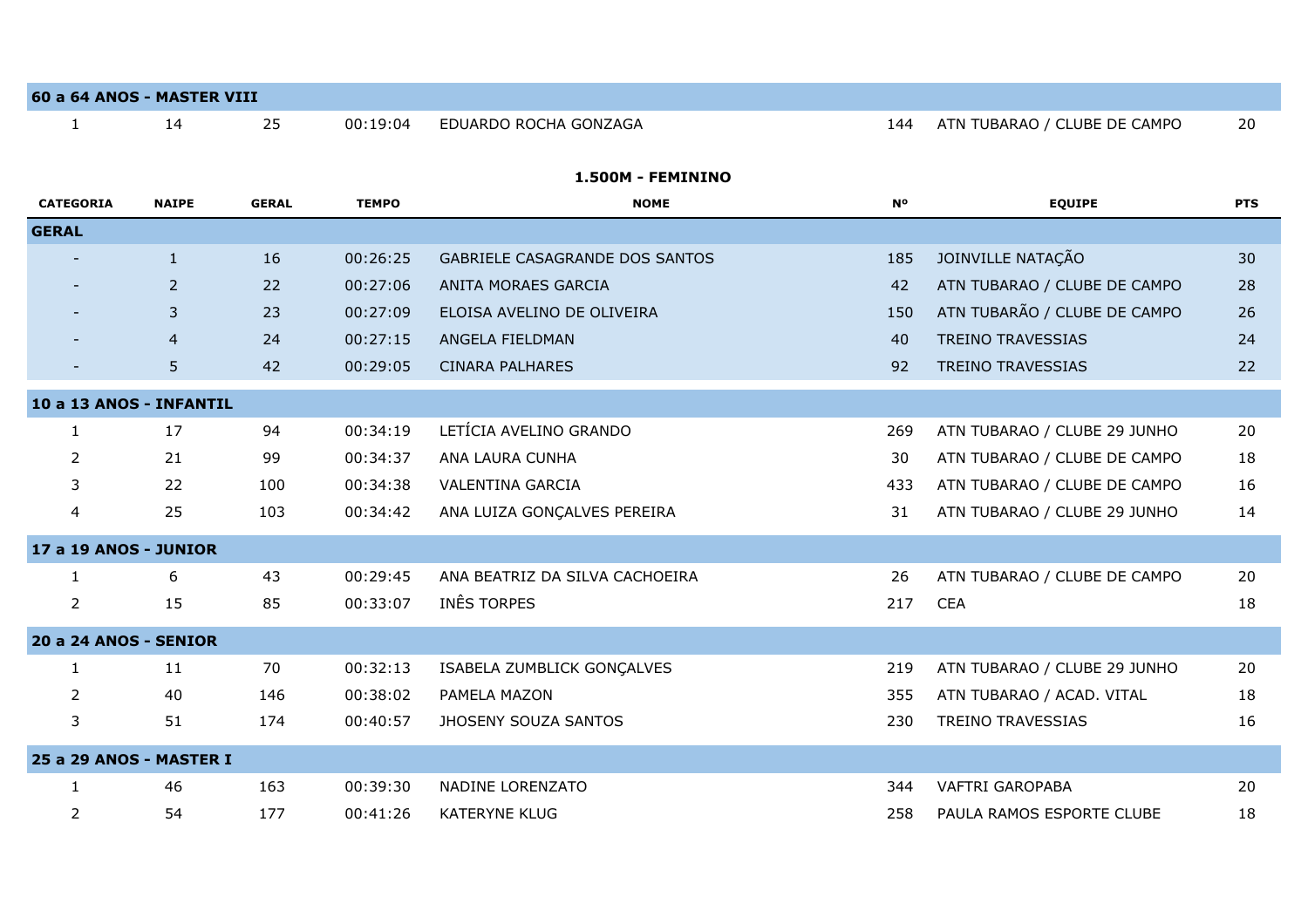| 60 a 64 ANOS - MASTER VIII | | | | | | | |
|---|---|---|---|---|---|---|---|
| 1 | 14 | 25 | 00:19:04 | EDUARDO ROCHA GONZAGA | 144 | ATN TUBARAO / CLUBE DE CAMPO | 20 |

## 1.500M - FEMININO

| CATEGORIA | NAIPE | GERAL | TEMPO | NOME | Nº | EQUIPE | PTS |
|---|---|---|---|---|---|---|---|
| **GERAL** | | | | | | | |
| - | 1 | 16 | 00:26:25 | GABRIELE CASAGRANDE DOS SANTOS | 185 | JOINVILLE NATAÇÃO | 30 |
| - | 2 | 22 | 00:27:06 | ANITA MORAES GARCIA | 42 | ATN TUBARAO / CLUBE DE CAMPO | 28 |
| - | 3 | 23 | 00:27:09 | ELOISA AVELINO DE OLIVEIRA | 150 | ATN TUBARÃO / CLUBE DE CAMPO | 26 |
| - | 4 | 24 | 00:27:15 | ANGELA FIELDMAN | 40 | TREINO TRAVESSIAS | 24 |
| - | 5 | 42 | 00:29:05 | CINARA PALHARES | 92 | TREINO TRAVESSIAS | 22 |
| **10 a 13 ANOS - INFANTIL** | | | | | | | |
| 1 | 17 | 94 | 00:34:19 | LETÍCIA AVELINO GRANDO | 269 | ATN TUBARAO / CLUBE 29 JUNHO | 20 |
| 2 | 21 | 99 | 00:34:37 | ANA LAURA CUNHA | 30 | ATN TUBARAO / CLUBE DE CAMPO | 18 |
| 3 | 22 | 100 | 00:34:38 | VALENTINA GARCIA | 433 | ATN TUBARAO / CLUBE DE CAMPO | 16 |
| 4 | 25 | 103 | 00:34:42 | ANA LUIZA GONÇALVES PEREIRA | 31 | ATN TUBARAO / CLUBE 29 JUNHO | 14 |
| **17 a 19 ANOS - JUNIOR** | | | | | | | |
| 1 | 6 | 43 | 00:29:45 | ANA BEATRIZ DA SILVA CACHOEIRA | 26 | ATN TUBARAO / CLUBE DE CAMPO | 20 |
| 2 | 15 | 85 | 00:33:07 | INÊS TORPES | 217 | CEA | 18 |
| **20 a 24 ANOS - SENIOR** | | | | | | | |
| 1 | 11 | 70 | 00:32:13 | ISABELA ZUMBLICK GONÇALVES | 219 | ATN TUBARAO / CLUBE 29 JUNHO | 20 |
| 2 | 40 | 146 | 00:38:02 | PAMELA MAZON | 355 | ATN TUBARAO / ACAD. VITAL | 18 |
| 3 | 51 | 174 | 00:40:57 | JHOSENY SOUZA SANTOS | 230 | TREINO TRAVESSIAS | 16 |
| **25 a 29 ANOS - MASTER I** | | | | | | | |
| 1 | 46 | 163 | 00:39:30 | NADINE LORENZATO | 344 | VAFTRI GAROPABA | 20 |
| 2 | 54 | 177 | 00:41:26 | KATERYNE KLUG | 258 | PAULA RAMOS ESPORTE CLUBE | 18 |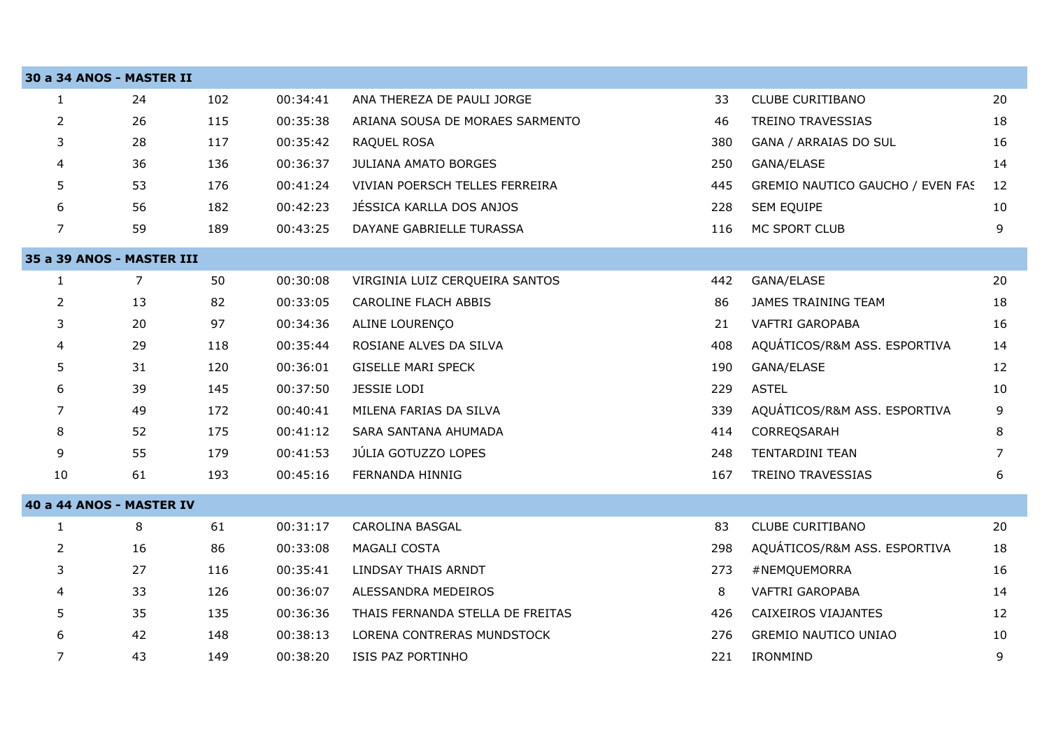| | | | | | | | |
|---|---|---|---|---|---|---|---|
| **30 a 34 ANOS - MASTER II** | | | | | | | |
| 1 | 24 | 102 | 00:34:41 | ANA THEREZA DE PAULI JORGE | 33 | CLUBE CURITIBANO | 20 |
| 2 | 26 | 115 | 00:35:38 | ARIANA SOUSA DE MORAES SARMENTO | 46 | TREINO TRAVESSIAS | 18 |
| 3 | 28 | 117 | 00:35:42 | RAQUEL ROSA | 380 | GANA / ARRAIAS DO SUL | 16 |
| 4 | 36 | 136 | 00:36:37 | JULIANA AMATO BORGES | 250 | GANA/ELASE | 14 |
| 5 | 53 | 176 | 00:41:24 | VIVIAN POERSCH TELLES FERREIRA | 445 | GREMIO NAUTICO GAUCHO / EVEN FAS | 12 |
| 6 | 56 | 182 | 00:42:23 | JÉSSICA KARLLA DOS ANJOS | 228 | SEM EQUIPE | 10 |
| 7 | 59 | 189 | 00:43:25 | DAYANE GABRIELLE TURASSA | 116 | MC SPORT CLUB | 9 |
| **35 a 39 ANOS - MASTER III** | | | | | | | |
| 1 | 7 | 50 | 00:30:08 | VIRGINIA LUIZ CERQUEIRA SANTOS | 442 | GANA/ELASE | 20 |
| 2 | 13 | 82 | 00:33:05 | CAROLINE FLACH ABBIS | 86 | JAMES TRAINING TEAM | 18 |
| 3 | 20 | 97 | 00:34:36 | ALINE LOURENÇO | 21 | VAFTRI GAROPABA | 16 |
| 4 | 29 | 118 | 00:35:44 | ROSIANE ALVES DA SILVA | 408 | AQUÁTICOS/R&M ASS. ESPORTIVA | 14 |
| 5 | 31 | 120 | 00:36:01 | GISELLE MARI SPECK | 190 | GANA/ELASE | 12 |
| 6 | 39 | 145 | 00:37:50 | JESSIE LODI | 229 | ASTEL | 10 |
| 7 | 49 | 172 | 00:40:41 | MILENA FARIAS DA SILVA | 339 | AQUÁTICOS/R&M ASS. ESPORTIVA | 9 |
| 8 | 52 | 175 | 00:41:12 | SARA SANTANA AHUMADA | 414 | CORREQSARAH | 8 |
| 9 | 55 | 179 | 00:41:53 | JÚLIA GOTUZZO LOPES | 248 | TENTARDINI TEAN | 7 |
| 10 | 61 | 193 | 00:45:16 | FERNANDA HINNIG | 167 | TREINO TRAVESSIAS | 6 |
| **40 a 44 ANOS - MASTER IV** | | | | | | | |
| 1 | 8 | 61 | 00:31:17 | CAROLINA BASGAL | 83 | CLUBE CURITIBANO | 20 |
| 2 | 16 | 86 | 00:33:08 | MAGALI COSTA | 298 | AQUÁTICOS/R&M ASS. ESPORTIVA | 18 |
| 3 | 27 | 116 | 00:35:41 | LINDSAY THAIS ARNDT | 273 | #NEMQUEMORRA | 16 |
| 4 | 33 | 126 | 00:36:07 | ALESSANDRA MEDEIROS | 8 | VAFTRI GAROPABA | 14 |
| 5 | 35 | 135 | 00:36:36 | THAIS FERNANDA STELLA DE FREITAS | 426 | CAIXEIROS VIAJANTES | 12 |
| 6 | 42 | 148 | 00:38:13 | LORENA CONTRERAS MUNDSTOCK | 276 | GREMIO NAUTICO UNIAO | 10 |
| 7 | 43 | 149 | 00:38:20 | ISIS PAZ PORTINHO | 221 | IRONMIND | 9 |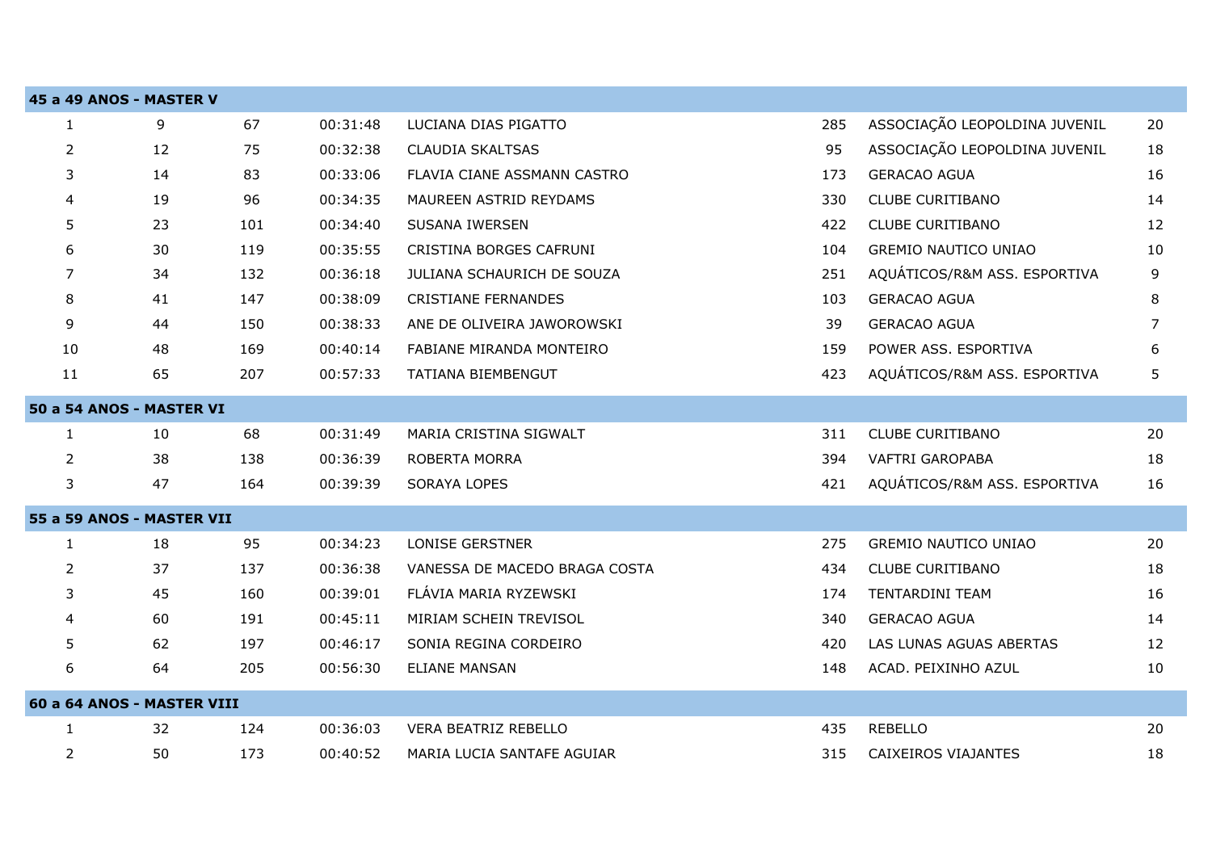| | | | | | | | |
|---|---|---|---|---|---|---|---|
| **45 a 49 ANOS - MASTER V** | | | | | | | |
| 1 | 9 | 67 | 00:31:48 | LUCIANA DIAS PIGATTO | 285 | ASSOCIAÇÃO LEOPOLDINA JUVENIL | 20 |
| 2 | 12 | 75 | 00:32:38 | CLAUDIA SKALTSAS | 95 | ASSOCIAÇÃO LEOPOLDINA JUVENIL | 18 |
| 3 | 14 | 83 | 00:33:06 | FLAVIA CIANE ASSMANN CASTRO | 173 | GERACAO AGUA | 16 |
| 4 | 19 | 96 | 00:34:35 | MAUREEN ASTRID REYDAMS | 330 | CLUBE CURITIBANO | 14 |
| 5 | 23 | 101 | 00:34:40 | SUSANA IWERSEN | 422 | CLUBE CURITIBANO | 12 |
| 6 | 30 | 119 | 00:35:55 | CRISTINA BORGES CAFRUNI | 104 | GREMIO NAUTICO UNIAO | 10 |
| 7 | 34 | 132 | 00:36:18 | JULIANA SCHAURICH DE SOUZA | 251 | AQUÁTICOS/R&M ASS. ESPORTIVA | 9 |
| 8 | 41 | 147 | 00:38:09 | CRISTIANE FERNANDES | 103 | GERACAO AGUA | 8 |
| 9 | 44 | 150 | 00:38:33 | ANE DE OLIVEIRA JAWOROWSKI | 39 | GERACAO AGUA | 7 |
| 10 | 48 | 169 | 00:40:14 | FABIANE MIRANDA MONTEIRO | 159 | POWER ASS. ESPORTIVA | 6 |
| 11 | 65 | 207 | 00:57:33 | TATIANA BIEMBENGUT | 423 | AQUÁTICOS/R&M ASS. ESPORTIVA | 5 |
| **50 a 54 ANOS - MASTER VI** | | | | | | | |
| 1 | 10 | 68 | 00:31:49 | MARIA CRISTINA SIGWALT | 311 | CLUBE CURITIBANO | 20 |
| 2 | 38 | 138 | 00:36:39 | ROBERTA MORRA | 394 | VAFTRI GAROPABA | 18 |
| 3 | 47 | 164 | 00:39:39 | SORAYA LOPES | 421 | AQUÁTICOS/R&M ASS. ESPORTIVA | 16 |
| **55 a 59 ANOS - MASTER VII** | | | | | | | |
| 1 | 18 | 95 | 00:34:23 | LONISE GERSTNER | 275 | GREMIO NAUTICO UNIAO | 20 |
| 2 | 37 | 137 | 00:36:38 | VANESSA DE MACEDO BRAGA COSTA | 434 | CLUBE CURITIBANO | 18 |
| 3 | 45 | 160 | 00:39:01 | FLÁVIA MARIA RYZEWSKI | 174 | TENTARDINI TEAM | 16 |
| 4 | 60 | 191 | 00:45:11 | MIRIAM SCHEIN TREVISOL | 340 | GERACAO AGUA | 14 |
| 5 | 62 | 197 | 00:46:17 | SONIA REGINA CORDEIRO | 420 | LAS LUNAS AGUAS ABERTAS | 12 |
| 6 | 64 | 205 | 00:56:30 | ELIANE MANSAN | 148 | ACAD. PEIXINHO AZUL | 10 |
| **60 a 64 ANOS - MASTER VIII** | | | | | | | |
| 1 | 32 | 124 | 00:36:03 | VERA BEATRIZ REBELLO | 435 | REBELLO | 20 |
| 2 | 50 | 173 | 00:40:52 | MARIA LUCIA SANTAFE AGUIAR | 315 | CAIXEIROS VIAJANTES | 18 |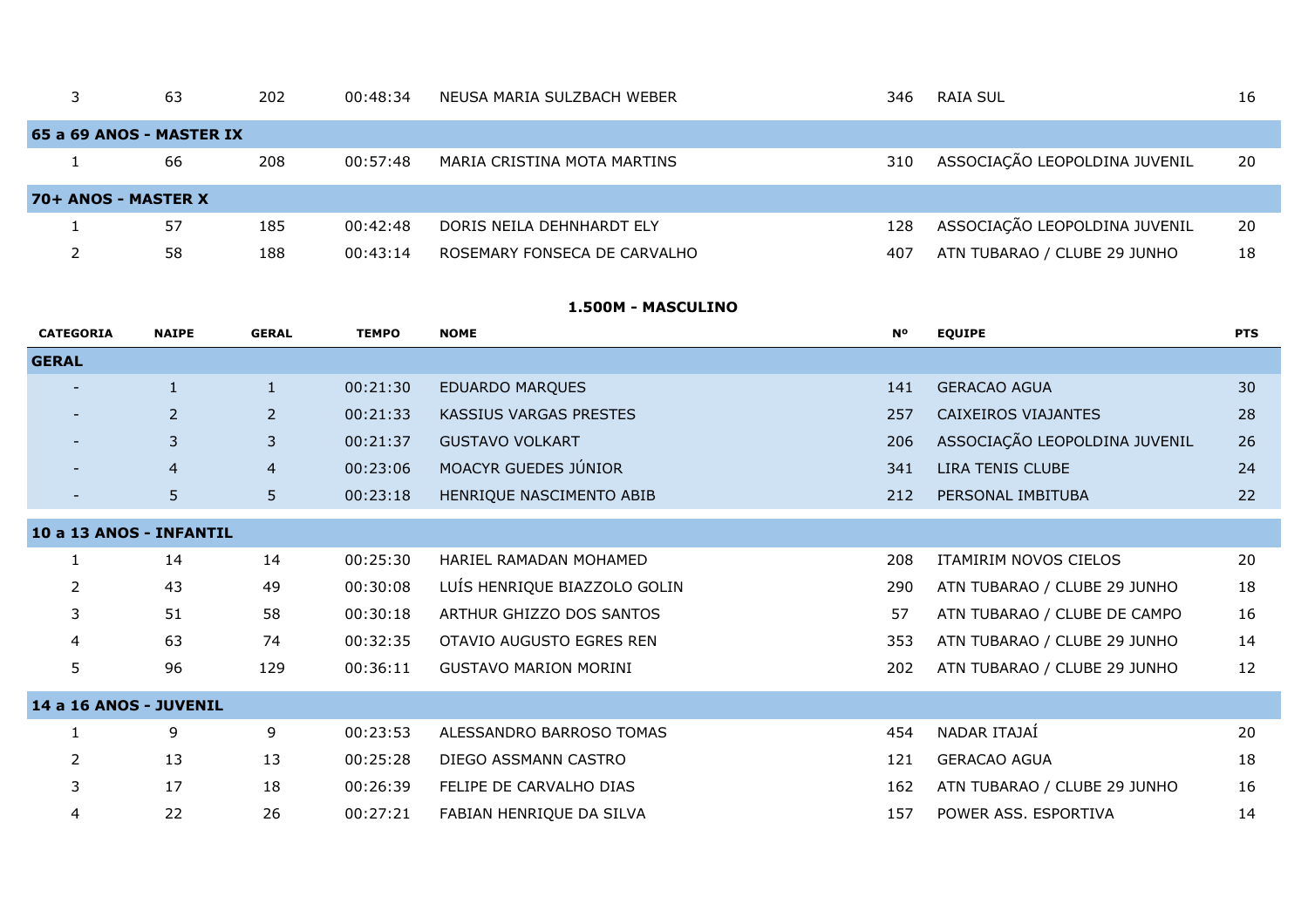| | | | | | | | |
|---|---|---|---|---|---|---|---|
| 3 | 63 | 202 | 00:48:34 | NEUSA MARIA SULZBACH WEBER | 346 | RAIA SUL | 16 |
| **65 a 69 ANOS - MASTER IX** | | | | | | | |
| 1 | 66 | 208 | 00:57:48 | MARIA CRISTINA MOTA MARTINS | 310 | ASSOCIAÇÃO LEOPOLDINA JUVENIL | 20 |
| **70+ ANOS - MASTER X** | | | | | | | |
| 1 | 57 | 185 | 00:42:48 | DORIS NEILA DEHNHARDT ELY | 128 | ASSOCIAÇÃO LEOPOLDINA JUVENIL | 20 |
| 2 | 58 | 188 | 00:43:14 | ROSEMARY FONSECA DE CARVALHO | 407 | ATN TUBARAO / CLUBE 29 JUNHO | 18 |

**1.500M - MASCULINO**

| CATEGORIA | NAIPE | GERAL | TEMPO | NOME | Nº | EQUIPE | PTS |
|---|---|---|---|---|---|---|---|
| **GERAL** | | | | | | | |
| - | 1 | 1 | 00:21:30 | EDUARDO MARQUES | 141 | GERACAO AGUA | 30 |
| - | 2 | 2 | 00:21:33 | KASSIUS VARGAS PRESTES | 257 | CAIXEIROS VIAJANTES | 28 |
| - | 3 | 3 | 00:21:37 | GUSTAVO VOLKART | 206 | ASSOCIAÇÃO LEOPOLDINA JUVENIL | 26 |
| - | 4 | 4 | 00:23:06 | MOACYR GUEDES JÚNIOR | 341 | LIRA TENIS CLUBE | 24 |
| - | 5 | 5 | 00:23:18 | HENRIQUE NASCIMENTO ABIB | 212 | PERSONAL IMBITUBA | 22 |
| **10 a 13 ANOS - INFANTIL** | | | | | | | |
| 1 | 14 | 14 | 00:25:30 | HARIEL RAMADAN MOHAMED | 208 | ITAMIRIM NOVOS CIELOS | 20 |
| 2 | 43 | 49 | 00:30:08 | LUÍS HENRIQUE BIAZZOLO GOLIN | 290 | ATN TUBARAO / CLUBE 29 JUNHO | 18 |
| 3 | 51 | 58 | 00:30:18 | ARTHUR GHIZZO DOS SANTOS | 57 | ATN TUBARAO / CLUBE DE CAMPO | 16 |
| 4 | 63 | 74 | 00:32:35 | OTAVIO AUGUSTO EGRES REN | 353 | ATN TUBARAO / CLUBE 29 JUNHO | 14 |
| 5 | 96 | 129 | 00:36:11 | GUSTAVO MARION MORINI | 202 | ATN TUBARAO / CLUBE 29 JUNHO | 12 |
| **14 a 16 ANOS - JUVENIL** | | | | | | | |
| 1 | 9 | 9 | 00:23:53 | ALESSANDRO BARROSO TOMAS | 454 | NADAR ITAJAÍ | 20 |
| 2 | 13 | 13 | 00:25:28 | DIEGO ASSMANN CASTRO | 121 | GERACAO AGUA | 18 |
| 3 | 17 | 18 | 00:26:39 | FELIPE DE CARVALHO DIAS | 162 | ATN TUBARAO / CLUBE 29 JUNHO | 16 |
| 4 | 22 | 26 | 00:27:21 | FABIAN HENRIQUE DA SILVA | 157 | POWER ASS. ESPORTIVA | 14 |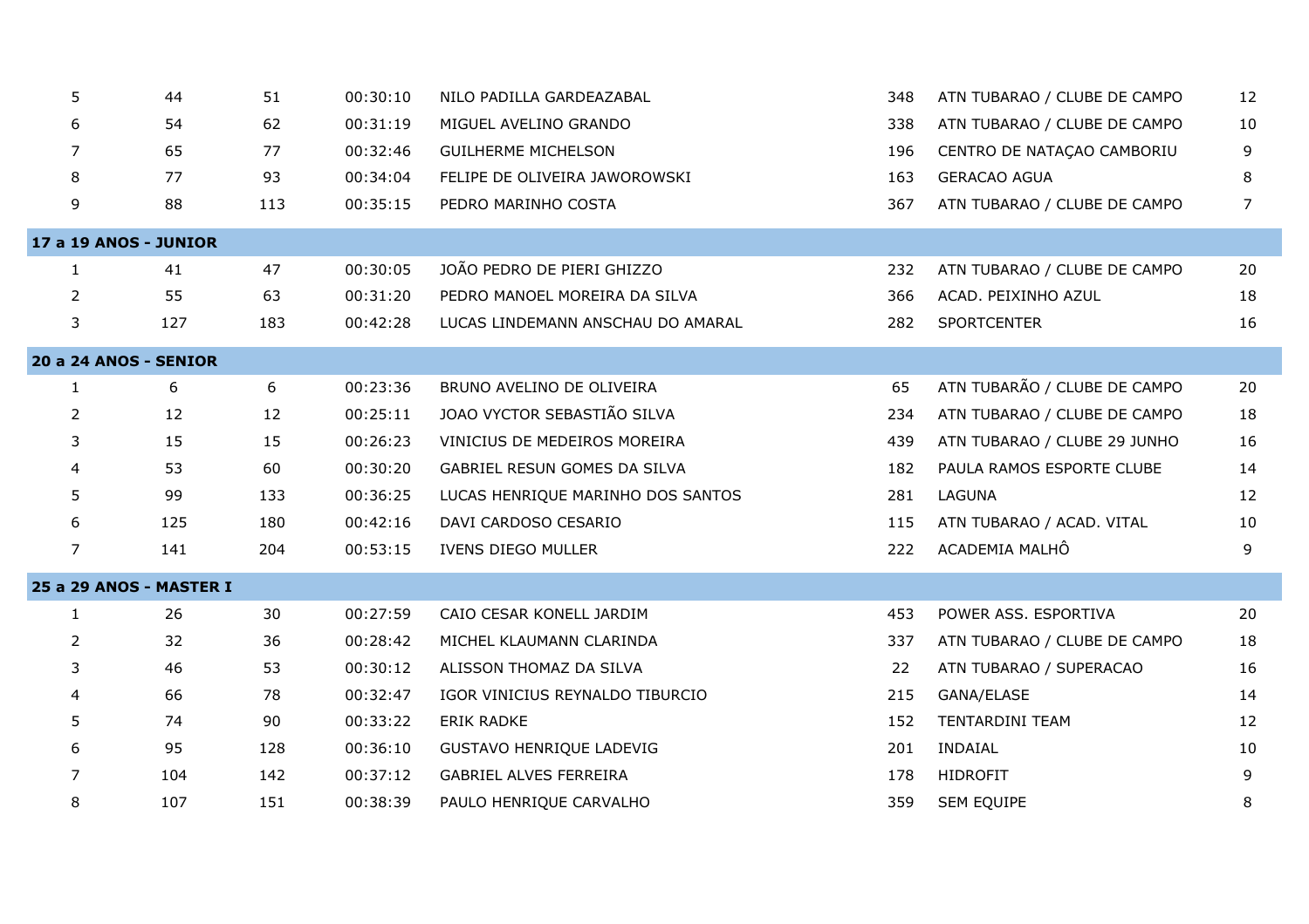| | | | | | | | |
|---|---|---|---|---|---|---|---|
| 5 | 44 | 51 | 00:30:10 | NILO PADILLA GARDEAZABAL | 348 | ATN TUBARAO / CLUBE DE CAMPO | 12 |
| 6 | 54 | 62 | 00:31:19 | MIGUEL AVELINO GRANDO | 338 | ATN TUBARAO / CLUBE DE CAMPO | 10 |
| 7 | 65 | 77 | 00:32:46 | GUILHERME MICHELSON | 196 | CENTRO DE NATAÇAO CAMBORIU | 9 |
| 8 | 77 | 93 | 00:34:04 | FELIPE DE OLIVEIRA JAWOROWSKI | 163 | GERACAO AGUA | 8 |
| 9 | 88 | 113 | 00:35:15 | PEDRO MARINHO COSTA | 367 | ATN TUBARAO / CLUBE DE CAMPO | 7 |
| **17 a 19 ANOS - JUNIOR** | | | | | | | |
| 1 | 41 | 47 | 00:30:05 | JOÃO PEDRO DE PIERI GHIZZO | 232 | ATN TUBARAO / CLUBE DE CAMPO | 20 |
| 2 | 55 | 63 | 00:31:20 | PEDRO MANOEL MOREIRA DA SILVA | 366 | ACAD. PEIXINHO AZUL | 18 |
| 3 | 127 | 183 | 00:42:28 | LUCAS LINDEMANN ANSCHAU DO AMARAL | 282 | SPORTCENTER | 16 |
| **20 a 24 ANOS - SENIOR** | | | | | | | |
| 1 | 6 | 6 | 00:23:36 | BRUNO AVELINO DE OLIVEIRA | 65 | ATN TUBARÃO / CLUBE DE CAMPO | 20 |
| 2 | 12 | 12 | 00:25:11 | JOAO VYCTOR SEBASTIÃO SILVA | 234 | ATN TUBARAO / CLUBE DE CAMPO | 18 |
| 3 | 15 | 15 | 00:26:23 | VINICIUS DE MEDEIROS MOREIRA | 439 | ATN TUBARAO / CLUBE 29 JUNHO | 16 |
| 4 | 53 | 60 | 00:30:20 | GABRIEL RESUN GOMES DA SILVA | 182 | PAULA RAMOS ESPORTE CLUBE | 14 |
| 5 | 99 | 133 | 00:36:25 | LUCAS HENRIQUE MARINHO DOS SANTOS | 281 | LAGUNA | 12 |
| 6 | 125 | 180 | 00:42:16 | DAVI CARDOSO CESARIO | 115 | ATN TUBARAO / ACAD. VITAL | 10 |
| 7 | 141 | 204 | 00:53:15 | IVENS DIEGO MULLER | 222 | ACADEMIA MALHÔ | 9 |
| **25 a 29 ANOS - MASTER I** | | | | | | | |
| 1 | 26 | 30 | 00:27:59 | CAIO CESAR KONELL JARDIM | 453 | POWER ASS. ESPORTIVA | 20 |
| 2 | 32 | 36 | 00:28:42 | MICHEL KLAUMANN CLARINDA | 337 | ATN TUBARAO / CLUBE DE CAMPO | 18 |
| 3 | 46 | 53 | 00:30:12 | ALISSON THOMAZ DA SILVA | 22 | ATN TUBARAO / SUPERACAO | 16 |
| 4 | 66 | 78 | 00:32:47 | IGOR VINICIUS REYNALDO TIBURCIO | 215 | GANA/ELASE | 14 |
| 5 | 74 | 90 | 00:33:22 | ERIK RADKE | 152 | TENTARDINI TEAM | 12 |
| 6 | 95 | 128 | 00:36:10 | GUSTAVO HENRIQUE LADEVIG | 201 | INDAIAL | 10 |
| 7 | 104 | 142 | 00:37:12 | GABRIEL ALVES FERREIRA | 178 | HIDROFIT | 9 |
| 8 | 107 | 151 | 00:38:39 | PAULO HENRIQUE CARVALHO | 359 | SEM EQUIPE | 8 |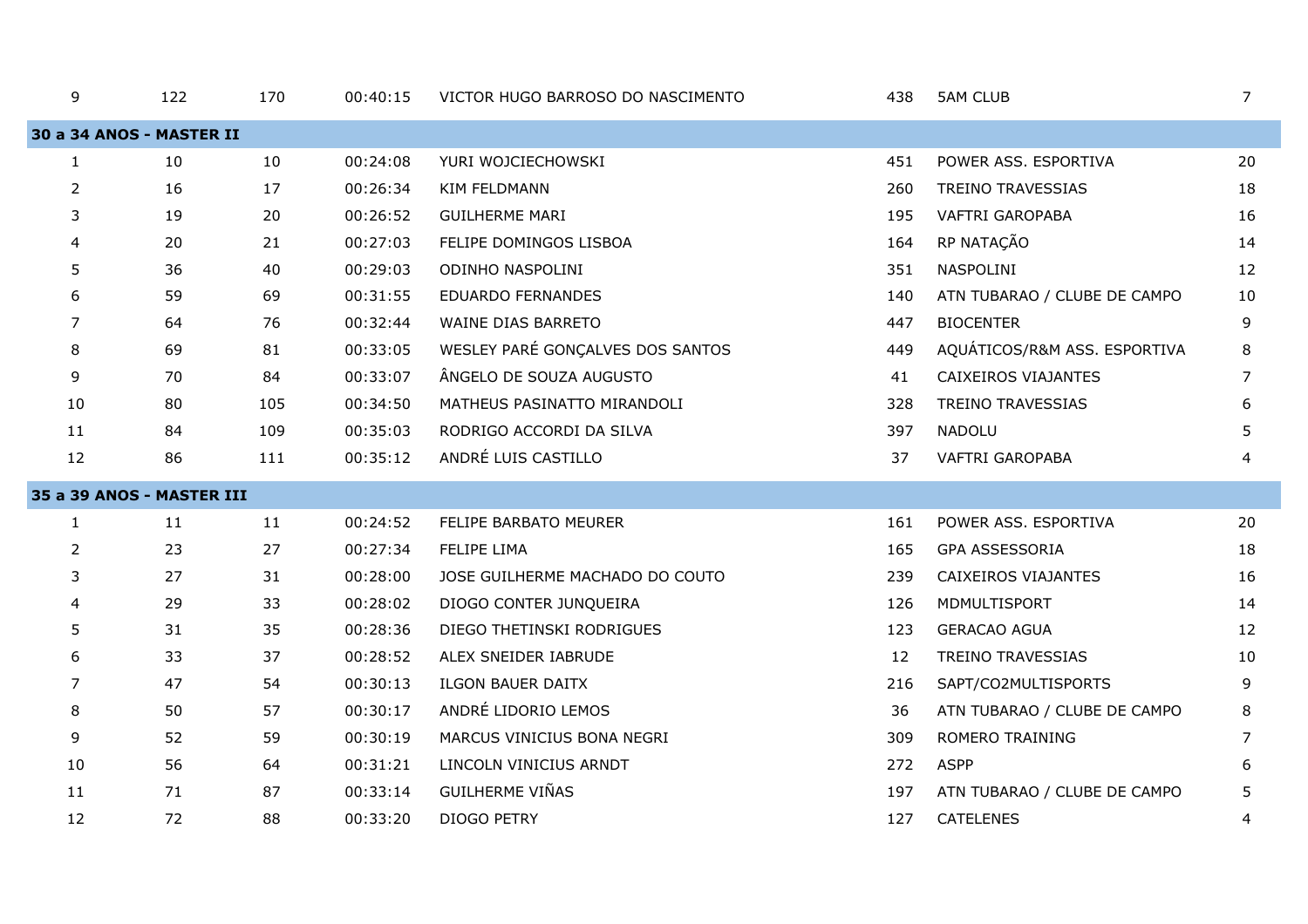| | | | | | | | |
|---|---|---|---|---|---|---|---|
| 9 | 122 | 170 | 00:40:15 | VICTOR HUGO BARROSO DO NASCIMENTO | 438 | 5AM CLUB | 7 |
| **30 a 34 ANOS - MASTER II** | | | | | | | |
| 1 | 10 | 10 | 00:24:08 | YURI WOJCIECHOWSKI | 451 | POWER ASS. ESPORTIVA | 20 |
| 2 | 16 | 17 | 00:26:34 | KIM FELDMANN | 260 | TREINO TRAVESSIAS | 18 |
| 3 | 19 | 20 | 00:26:52 | GUILHERME MARI | 195 | VAFTRI GAROPABA | 16 |
| 4 | 20 | 21 | 00:27:03 | FELIPE DOMINGOS LISBOA | 164 | RP NATAÇÃO | 14 |
| 5 | 36 | 40 | 00:29:03 | ODINHO NASPOLINI | 351 | NASPOLINI | 12 |
| 6 | 59 | 69 | 00:31:55 | EDUARDO FERNANDES | 140 | ATN TUBARAO / CLUBE DE CAMPO | 10 |
| 7 | 64 | 76 | 00:32:44 | WAINE DIAS BARRETO | 447 | BIOCENTER | 9 |
| 8 | 69 | 81 | 00:33:05 | WESLEY PARÉ GONÇALVES DOS SANTOS | 449 | AQUÁTICOS/R&M ASS. ESPORTIVA | 8 |
| 9 | 70 | 84 | 00:33:07 | ÂNGELO DE SOUZA AUGUSTO | 41 | CAIXEIROS VIAJANTES | 7 |
| 10 | 80 | 105 | 00:34:50 | MATHEUS PASINATTO MIRANDOLI | 328 | TREINO TRAVESSIAS | 6 |
| 11 | 84 | 109 | 00:35:03 | RODRIGO ACCORDI DA SILVA | 397 | NADOLU | 5 |
| 12 | 86 | 111 | 00:35:12 | ANDRÉ LUIS CASTILLO | 37 | VAFTRI GAROPABA | 4 |
| **35 a 39 ANOS - MASTER III** | | | | | | | |
| 1 | 11 | 11 | 00:24:52 | FELIPE BARBATO MEURER | 161 | POWER ASS. ESPORTIVA | 20 |
| 2 | 23 | 27 | 00:27:34 | FELIPE LIMA | 165 | GPA ASSESSORIA | 18 |
| 3 | 27 | 31 | 00:28:00 | JOSE GUILHERME MACHADO DO COUTO | 239 | CAIXEIROS VIAJANTES | 16 |
| 4 | 29 | 33 | 00:28:02 | DIOGO CONTER JUNQUEIRA | 126 | MDMULTISPORT | 14 |
| 5 | 31 | 35 | 00:28:36 | DIEGO THETINSKI RODRIGUES | 123 | GERACAO AGUA | 12 |
| 6 | 33 | 37 | 00:28:52 | ALEX SNEIDER IABRUDE | 12 | TREINO TRAVESSIAS | 10 |
| 7 | 47 | 54 | 00:30:13 | ILGON BAUER DAITX | 216 | SAPT/CO2MULTISPORTS | 9 |
| 8 | 50 | 57 | 00:30:17 | ANDRÉ LIDORIO LEMOS | 36 | ATN TUBARAO / CLUBE DE CAMPO | 8 |
| 9 | 52 | 59 | 00:30:19 | MARCUS VINICIUS BONA NEGRI | 309 | ROMERO TRAINING | 7 |
| 10 | 56 | 64 | 00:31:21 | LINCOLN VINICIUS ARNDT | 272 | ASPP | 6 |
| 11 | 71 | 87 | 00:33:14 | GUILHERME VIÑAS | 197 | ATN TUBARAO / CLUBE DE CAMPO | 5 |
| 12 | 72 | 88 | 00:33:20 | DIOGO PETRY | 127 | CATELENES | 4 |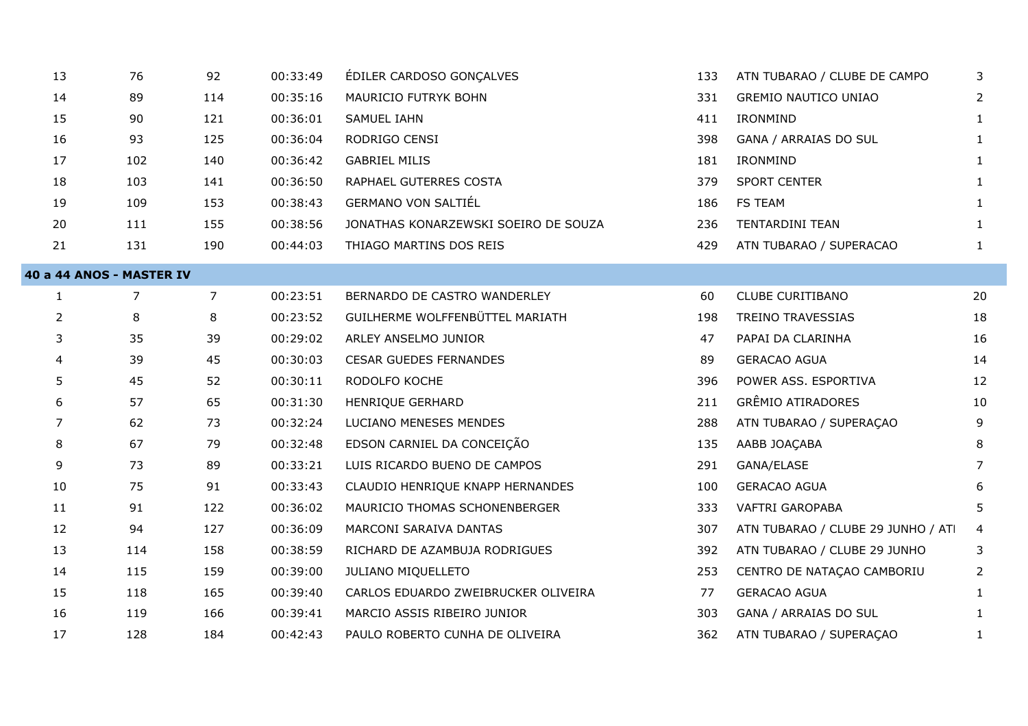| | | | | | | | |
|---|---|---|---|---|---|---|---|
| 13 | 76 | 92 | 00:33:49 | ÉDILER CARDOSO GONÇALVES | 133 | ATN TUBARAO / CLUBE DE CAMPO | 3 |
| 14 | 89 | 114 | 00:35:16 | MAURICIO FUTRYK BOHN | 331 | GREMIO NAUTICO UNIAO | 2 |
| 15 | 90 | 121 | 00:36:01 | SAMUEL IAHN | 411 | IRONMIND | 1 |
| 16 | 93 | 125 | 00:36:04 | RODRIGO CENSI | 398 | GANA / ARRAIAS DO SUL | 1 |
| 17 | 102 | 140 | 00:36:42 | GABRIEL MILIS | 181 | IRONMIND | 1 |
| 18 | 103 | 141 | 00:36:50 | RAPHAEL GUTERRES COSTA | 379 | SPORT CENTER | 1 |
| 19 | 109 | 153 | 00:38:43 | GERMANO VON SALTIÉL | 186 | FS TEAM | 1 |
| 20 | 111 | 155 | 00:38:56 | JONATHAS KONARZEWSKI SOEIRO DE SOUZA | 236 | TENTARDINI TEAN | 1 |
| 21 | 131 | 190 | 00:44:03 | THIAGO MARTINS DOS REIS | 429 | ATN TUBARAO / SUPERACAO | 1 |

**40 a 44 ANOS - MASTER IV**

| | | | | | | | |
|---|---|---|---|---|---|---|---|
| 1 | 7 | 7 | 00:23:51 | BERNARDO DE CASTRO WANDERLEY | 60 | CLUBE CURITIBANO | 20 |
| 2 | 8 | 8 | 00:23:52 | GUILHERME WOLFFENBÜTTEL MARIATH | 198 | TREINO TRAVESSIAS | 18 |
| 3 | 35 | 39 | 00:29:02 | ARLEY ANSELMO JUNIOR | 47 | PAPAI DA CLARINHA | 16 |
| 4 | 39 | 45 | 00:30:03 | CESAR GUEDES FERNANDES | 89 | GERACAO AGUA | 14 |
| 5 | 45 | 52 | 00:30:11 | RODOLFO KOCHE | 396 | POWER ASS. ESPORTIVA | 12 |
| 6 | 57 | 65 | 00:31:30 | HENRIQUE GERHARD | 211 | GRÊMIO ATIRADORES | 10 |
| 7 | 62 | 73 | 00:32:24 | LUCIANO MENESES MENDES | 288 | ATN TUBARAO / SUPERAÇAO | 9 |
| 8 | 67 | 79 | 00:32:48 | EDSON CARNIEL DA CONCEIÇÃO | 135 | AABB JOAÇABA | 8 |
| 9 | 73 | 89 | 00:33:21 | LUIS RICARDO BUENO DE CAMPOS | 291 | GANA/ELASE | 7 |
| 10 | 75 | 91 | 00:33:43 | CLAUDIO HENRIQUE KNAPP HERNANDES | 100 | GERACAO AGUA | 6 |
| 11 | 91 | 122 | 00:36:02 | MAURICIO THOMAS SCHONENBERGER | 333 | VAFTRI GAROPABA | 5 |
| 12 | 94 | 127 | 00:36:09 | MARCONI SARAIVA DANTAS | 307 | ATN TUBARAO / CLUBE 29 JUNHO / ATI | 4 |
| 13 | 114 | 158 | 00:38:59 | RICHARD DE AZAMBUJA RODRIGUES | 392 | ATN TUBARAO / CLUBE 29 JUNHO | 3 |
| 14 | 115 | 159 | 00:39:00 | JULIANO MIQUELLETO | 253 | CENTRO DE NATAÇAO CAMBORIU | 2 |
| 15 | 118 | 165 | 00:39:40 | CARLOS EDUARDO ZWEIBRUCKER OLIVEIRA | 77 | GERACAO AGUA | 1 |
| 16 | 119 | 166 | 00:39:41 | MARCIO ASSIS RIBEIRO JUNIOR | 303 | GANA / ARRAIAS DO SUL | 1 |
| 17 | 128 | 184 | 00:42:43 | PAULO ROBERTO CUNHA DE OLIVEIRA | 362 | ATN TUBARAO / SUPERAÇAO | 1 |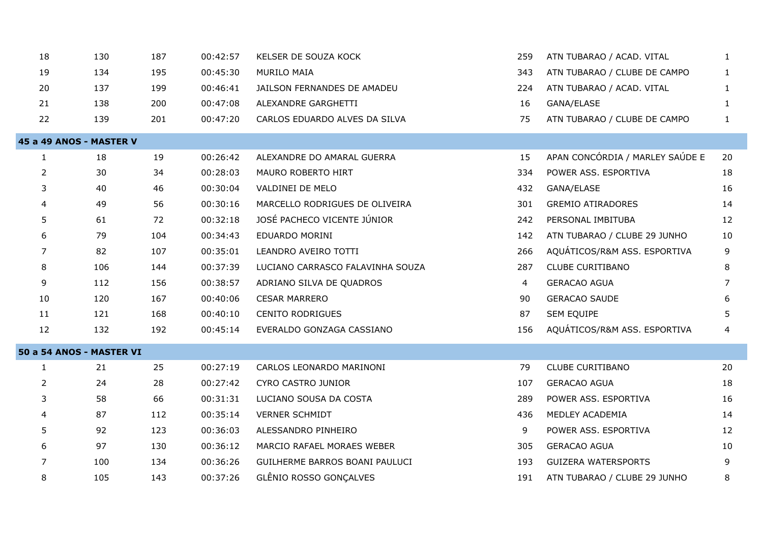| | | | | | | | |
|---|---|---|---|---|---|---|---|
| 18 | 130 | 187 | 00:42:57 | KELSER DE SOUZA KOCK | 259 | ATN TUBARAO / ACAD. VITAL | 1 |
| 19 | 134 | 195 | 00:45:30 | MURILO MAIA | 343 | ATN TUBARAO / CLUBE DE CAMPO | 1 |
| 20 | 137 | 199 | 00:46:41 | JAILSON FERNANDES DE AMADEU | 224 | ATN TUBARAO / ACAD. VITAL | 1 |
| 21 | 138 | 200 | 00:47:08 | ALEXANDRE GARGHETTI | 16 | GANA/ELASE | 1 |
| 22 | 139 | 201 | 00:47:20 | CARLOS EDUARDO ALVES DA SILVA | 75 | ATN TUBARAO / CLUBE DE CAMPO | 1 |
| **45 a 49 ANOS - MASTER V** | | | | | | | |
| 1 | 18 | 19 | 00:26:42 | ALEXANDRE DO AMARAL GUERRA | 15 | APAN CONCÓRDIA / MARLEY SAÚDE E | 20 |
| 2 | 30 | 34 | 00:28:03 | MAURO ROBERTO HIRT | 334 | POWER ASS. ESPORTIVA | 18 |
| 3 | 40 | 46 | 00:30:04 | VALDINEI DE MELO | 432 | GANA/ELASE | 16 |
| 4 | 49 | 56 | 00:30:16 | MARCELLO RODRIGUES DE OLIVEIRA | 301 | GREMIO ATIRADORES | 14 |
| 5 | 61 | 72 | 00:32:18 | JOSÉ PACHECO VICENTE JÚNIOR | 242 | PERSONAL IMBITUBA | 12 |
| 6 | 79 | 104 | 00:34:43 | EDUARDO MORINI | 142 | ATN TUBARAO / CLUBE 29 JUNHO | 10 |
| 7 | 82 | 107 | 00:35:01 | LEANDRO AVEIRO TOTTI | 266 | AQUÁTICOS/R&M ASS. ESPORTIVA | 9 |
| 8 | 106 | 144 | 00:37:39 | LUCIANO CARRASCO FALAVINHA SOUZA | 287 | CLUBE CURITIBANO | 8 |
| 9 | 112 | 156 | 00:38:57 | ADRIANO SILVA DE QUADROS | 4 | GERACAO AGUA | 7 |
| 10 | 120 | 167 | 00:40:06 | CESAR MARRERO | 90 | GERACAO SAUDE | 6 |
| 11 | 121 | 168 | 00:40:10 | CENITO RODRIGUES | 87 | SEM EQUIPE | 5 |
| 12 | 132 | 192 | 00:45:14 | EVERALDO GONZAGA CASSIANO | 156 | AQUÁTICOS/R&M ASS. ESPORTIVA | 4 |
| **50 a 54 ANOS - MASTER VI** | | | | | | | |
| 1 | 21 | 25 | 00:27:19 | CARLOS LEONARDO MARINONI | 79 | CLUBE CURITIBANO | 20 |
| 2 | 24 | 28 | 00:27:42 | CYRO CASTRO JUNIOR | 107 | GERACAO AGUA | 18 |
| 3 | 58 | 66 | 00:31:31 | LUCIANO SOUSA DA COSTA | 289 | POWER ASS. ESPORTIVA | 16 |
| 4 | 87 | 112 | 00:35:14 | VERNER SCHMIDT | 436 | MEDLEY ACADEMIA | 14 |
| 5 | 92 | 123 | 00:36:03 | ALESSANDRO PINHEIRO | 9 | POWER ASS. ESPORTIVA | 12 |
| 6 | 97 | 130 | 00:36:12 | MARCIO RAFAEL MORAES WEBER | 305 | GERACAO AGUA | 10 |
| 7 | 100 | 134 | 00:36:26 | GUILHERME BARROS BOANI PAULUCI | 193 | GUIZERA WATERSPORTS | 9 |
| 8 | 105 | 143 | 00:37:26 | GLÊNIO ROSSO GONÇALVES | 191 | ATN TUBARAO / CLUBE 29 JUNHO | 8 |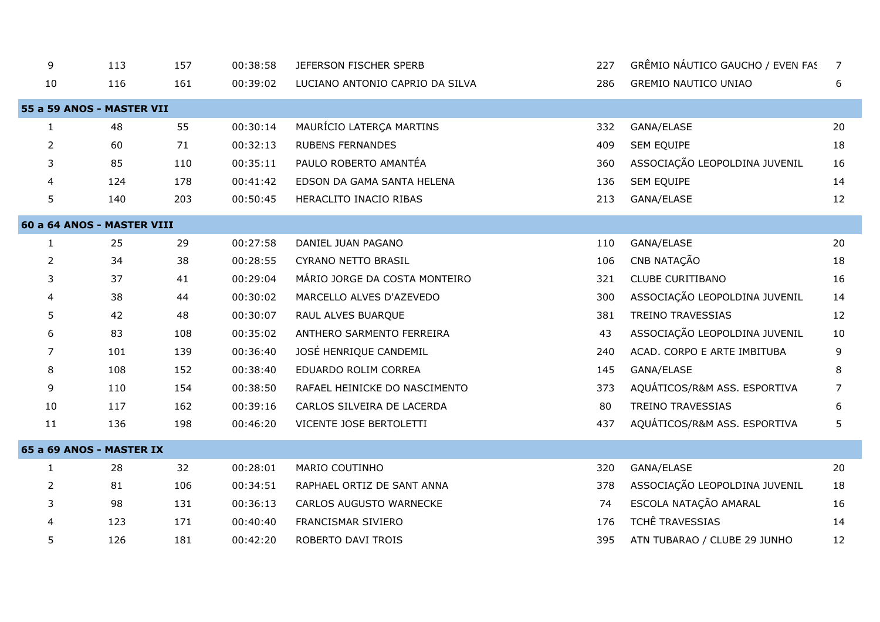| | | | | | | | |
|---|---|---|---|---|---|---|---|
| 9 | 113 | 157 | 00:38:58 | JEFERSON FISCHER SPERB | 227 | GRÊMIO NÁUTICO GAUCHO / EVEN FAS | 7 |
| 10 | 116 | 161 | 00:39:02 | LUCIANO ANTONIO CAPRIO DA SILVA | 286 | GREMIO NAUTICO UNIAO | 6 |
| **55 a 59 ANOS - MASTER VII** | | | | | | | |
| 1 | 48 | 55 | 00:30:14 | MAURÍCIO LATERÇA MARTINS | 332 | GANA/ELASE | 20 |
| 2 | 60 | 71 | 00:32:13 | RUBENS FERNANDES | 409 | SEM EQUIPE | 18 |
| 3 | 85 | 110 | 00:35:11 | PAULO ROBERTO AMANTÉA | 360 | ASSOCIAÇÃO LEOPOLDINA JUVENIL | 16 |
| 4 | 124 | 178 | 00:41:42 | EDSON DA GAMA SANTA HELENA | 136 | SEM EQUIPE | 14 |
| 5 | 140 | 203 | 00:50:45 | HERACLITO INACIO RIBAS | 213 | GANA/ELASE | 12 |
| **60 a 64 ANOS - MASTER VIII** | | | | | | | |
| 1 | 25 | 29 | 00:27:58 | DANIEL JUAN PAGANO | 110 | GANA/ELASE | 20 |
| 2 | 34 | 38 | 00:28:55 | CYRANO NETTO BRASIL | 106 | CNB NATAÇÃO | 18 |
| 3 | 37 | 41 | 00:29:04 | MÁRIO JORGE DA COSTA MONTEIRO | 321 | CLUBE CURITIBANO | 16 |
| 4 | 38 | 44 | 00:30:02 | MARCELLO ALVES D'AZEVEDO | 300 | ASSOCIAÇÃO LEOPOLDINA JUVENIL | 14 |
| 5 | 42 | 48 | 00:30:07 | RAUL ALVES BUARQUE | 381 | TREINO TRAVESSIAS | 12 |
| 6 | 83 | 108 | 00:35:02 | ANTHERO SARMENTO FERREIRA | 43 | ASSOCIAÇÃO LEOPOLDINA JUVENIL | 10 |
| 7 | 101 | 139 | 00:36:40 | JOSÉ HENRIQUE CANDEMIL | 240 | ACAD. CORPO E ARTE IMBITUBA | 9 |
| 8 | 108 | 152 | 00:38:40 | EDUARDO ROLIM CORREA | 145 | GANA/ELASE | 8 |
| 9 | 110 | 154 | 00:38:50 | RAFAEL HEINICKE DO NASCIMENTO | 373 | AQUÁTICOS/R&M ASS. ESPORTIVA | 7 |
| 10 | 117 | 162 | 00:39:16 | CARLOS SILVEIRA DE LACERDA | 80 | TREINO TRAVESSIAS | 6 |
| 11 | 136 | 198 | 00:46:20 | VICENTE JOSE BERTOLETTI | 437 | AQUÁTICOS/R&M ASS. ESPORTIVA | 5 |
| **65 a 69 ANOS - MASTER IX** | | | | | | | |
| 1 | 28 | 32 | 00:28:01 | MARIO COUTINHO | 320 | GANA/ELASE | 20 |
| 2 | 81 | 106 | 00:34:51 | RAPHAEL ORTIZ DE SANT ANNA | 378 | ASSOCIAÇÃO LEOPOLDINA JUVENIL | 18 |
| 3 | 98 | 131 | 00:36:13 | CARLOS AUGUSTO WARNECKE | 74 | ESCOLA NATAÇÃO AMARAL | 16 |
| 4 | 123 | 171 | 00:40:40 | FRANCISMAR SIVIERO | 176 | TCHÊ TRAVESSIAS | 14 |
| 5 | 126 | 181 | 00:42:20 | ROBERTO DAVI TROIS | 395 | ATN TUBARAO / CLUBE 29 JUNHO | 12 |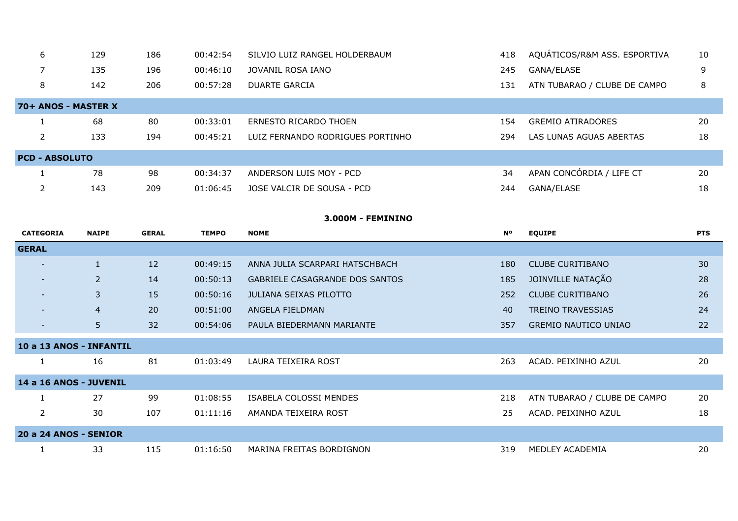| | | | | | | | |
|---|---|---|---|---|---|---|---|
| 6 | 129 | 186 | 00:42:54 | SILVIO LUIZ RANGEL HOLDERBAUM | 418 | AQUÁTICOS/R&M ASS. ESPORTIVA | 10 |
| 7 | 135 | 196 | 00:46:10 | JOVANIL ROSA IANO | 245 | GANA/ELASE | 9 |
| 8 | 142 | 206 | 00:57:28 | DUARTE GARCIA | 131 | ATN TUBARAO / CLUBE DE CAMPO | 8 |
| **70+ ANOS - MASTER X** | | | | | | | |
| 1 | 68 | 80 | 00:33:01 | ERNESTO RICARDO THOEN | 154 | GREMIO ATIRADORES | 20 |
| 2 | 133 | 194 | 00:45:21 | LUIZ FERNANDO RODRIGUES PORTINHO | 294 | LAS LUNAS AGUAS ABERTAS | 18 |
| **PCD - ABSOLUTO** | | | | | | | |
| 1 | 78 | 98 | 00:34:37 | ANDERSON LUIS MOY - PCD | 34 | APAN CONCÓRDIA / LIFE CT | 20 |
| 2 | 143 | 209 | 01:06:45 | JOSE VALCIR DE SOUSA - PCD | 244 | GANA/ELASE | 18 |

## 3.000M - FEMININO

| CATEGORIA | NAIPE | GERAL | TEMPO | NOME | Nº | EQUIPE | PTS |
|---|---|---|---|---|---|---|---|
| **GERAL** | | | | | | | |
| - | 1 | 12 | 00:49:15 | ANNA JULIA SCARPARI HATSCHBACH | 180 | CLUBE CURITIBANO | 30 |
| - | 2 | 14 | 00:50:13 | GABRIELE CASAGRANDE DOS SANTOS | 185 | JOINVILLE NATAÇÃO | 28 |
| - | 3 | 15 | 00:50:16 | JULIANA SEIXAS PILOTTO | 252 | CLUBE CURITIBANO | 26 |
| - | 4 | 20 | 00:51:00 | ANGELA FIELDMAN | 40 | TREINO TRAVESSIAS | 24 |
| - | 5 | 32 | 00:54:06 | PAULA BIEDERMANN MARIANTE | 357 | GREMIO NAUTICO UNIAO | 22 |
| **10 a 13 ANOS - INFANTIL** | | | | | | | |
| 1 | 16 | 81 | 01:03:49 | LAURA TEIXEIRA ROST | 263 | ACAD. PEIXINHO AZUL | 20 |
| **14 a 16 ANOS - JUVENIL** | | | | | | | |
| 1 | 27 | 99 | 01:08:55 | ISABELA COLOSSI MENDES | 218 | ATN TUBARAO / CLUBE DE CAMPO | 20 |
| 2 | 30 | 107 | 01:11:16 | AMANDA TEIXEIRA ROST | 25 | ACAD. PEIXINHO AZUL | 18 |
| **20 a 24 ANOS - SENIOR** | | | | | | | |
| 1 | 33 | 115 | 01:16:50 | MARINA FREITAS BORDIGNON | 319 | MEDLEY ACADEMIA | 20 |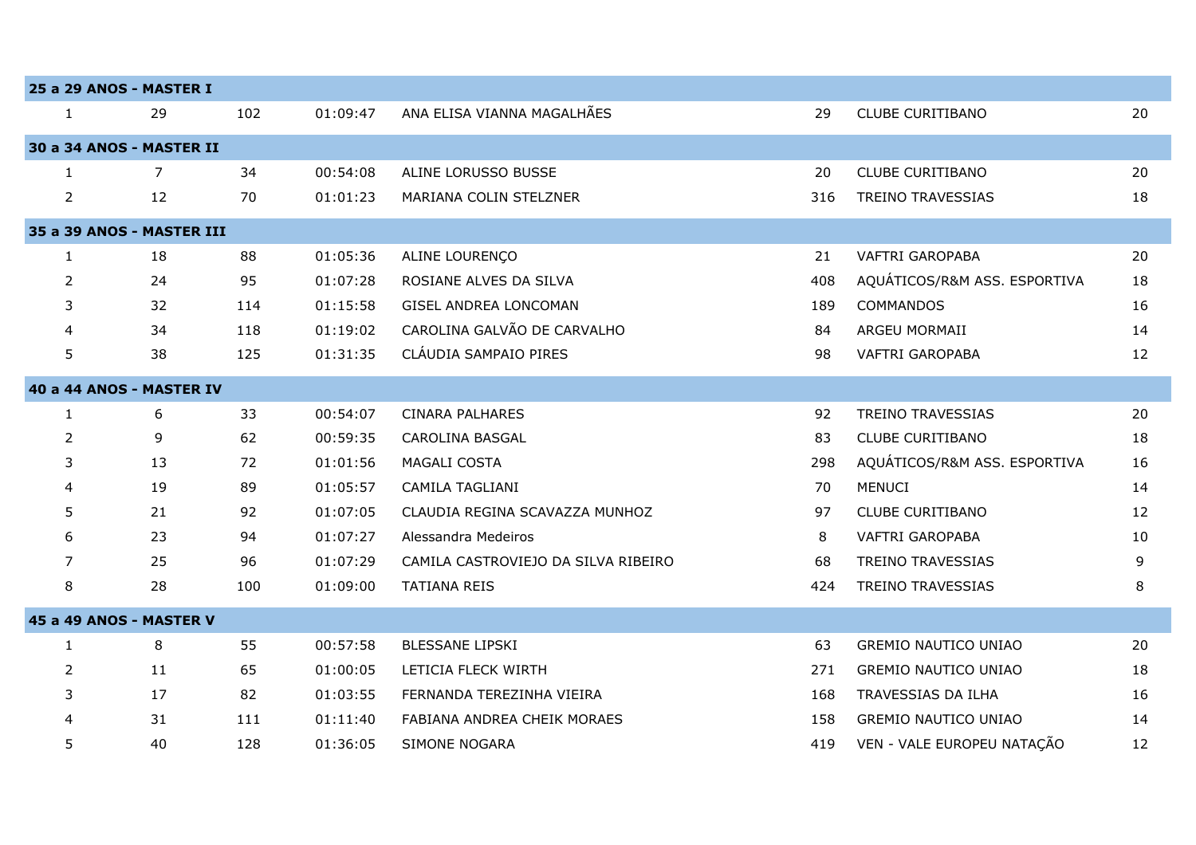| | | | | | | | |
|---|---|---|---|---|---|---|---|
| **25 a 29 ANOS - MASTER I** | | | | | | | |
| 1 | 29 | 102 | 01:09:47 | ANA ELISA VIANNA MAGALHÃES | 29 | CLUBE CURITIBANO | 20 |
| **30 a 34 ANOS - MASTER II** | | | | | | | |
| 1 | 7 | 34 | 00:54:08 | ALINE LORUSSO BUSSE | 20 | CLUBE CURITIBANO | 20 |
| 2 | 12 | 70 | 01:01:23 | MARIANA COLIN STELZNER | 316 | TREINO TRAVESSIAS | 18 |
| **35 a 39 ANOS - MASTER III** | | | | | | | |
| 1 | 18 | 88 | 01:05:36 | ALINE LOURENÇO | 21 | VAFTRI GAROPABA | 20 |
| 2 | 24 | 95 | 01:07:28 | ROSIANE ALVES DA SILVA | 408 | AQUÁTICOS/R&M ASS. ESPORTIVA | 18 |
| 3 | 32 | 114 | 01:15:58 | GISEL ANDREA LONCOMAN | 189 | COMMANDOS | 16 |
| 4 | 34 | 118 | 01:19:02 | CAROLINA GALVÃO DE CARVALHO | 84 | ARGEU MORMAII | 14 |
| 5 | 38 | 125 | 01:31:35 | CLÁUDIA SAMPAIO PIRES | 98 | VAFTRI GAROPABA | 12 |
| **40 a 44 ANOS - MASTER IV** | | | | | | | |
| 1 | 6 | 33 | 00:54:07 | CINARA PALHARES | 92 | TREINO TRAVESSIAS | 20 |
| 2 | 9 | 62 | 00:59:35 | CAROLINA BASGAL | 83 | CLUBE CURITIBANO | 18 |
| 3 | 13 | 72 | 01:01:56 | MAGALI COSTA | 298 | AQUÁTICOS/R&M ASS. ESPORTIVA | 16 |
| 4 | 19 | 89 | 01:05:57 | CAMILA TAGLIANI | 70 | MENUCI | 14 |
| 5 | 21 | 92 | 01:07:05 | CLAUDIA REGINA SCAVAZZA MUNHOZ | 97 | CLUBE CURITIBANO | 12 |
| 6 | 23 | 94 | 01:07:27 | Alessandra Medeiros | 8 | VAFTRI GAROPABA | 10 |
| 7 | 25 | 96 | 01:07:29 | CAMILA CASTROVIEJO DA SILVA RIBEIRO | 68 | TREINO TRAVESSIAS | 9 |
| 8 | 28 | 100 | 01:09:00 | TATIANA REIS | 424 | TREINO TRAVESSIAS | 8 |
| **45 a 49 ANOS - MASTER V** | | | | | | | |
| 1 | 8 | 55 | 00:57:58 | BLESSANE LIPSKI | 63 | GREMIO NAUTICO UNIAO | 20 |
| 2 | 11 | 65 | 01:00:05 | LETICIA FLECK WIRTH | 271 | GREMIO NAUTICO UNIAO | 18 |
| 3 | 17 | 82 | 01:03:55 | FERNANDA TEREZINHA VIEIRA | 168 | TRAVESSIAS DA ILHA | 16 |
| 4 | 31 | 111 | 01:11:40 | FABIANA ANDREA CHEIK MORAES | 158 | GREMIO NAUTICO UNIAO | 14 |
| 5 | 40 | 128 | 01:36:05 | SIMONE NOGARA | 419 | VEN - VALE EUROPEU NATAÇÃO | 12 |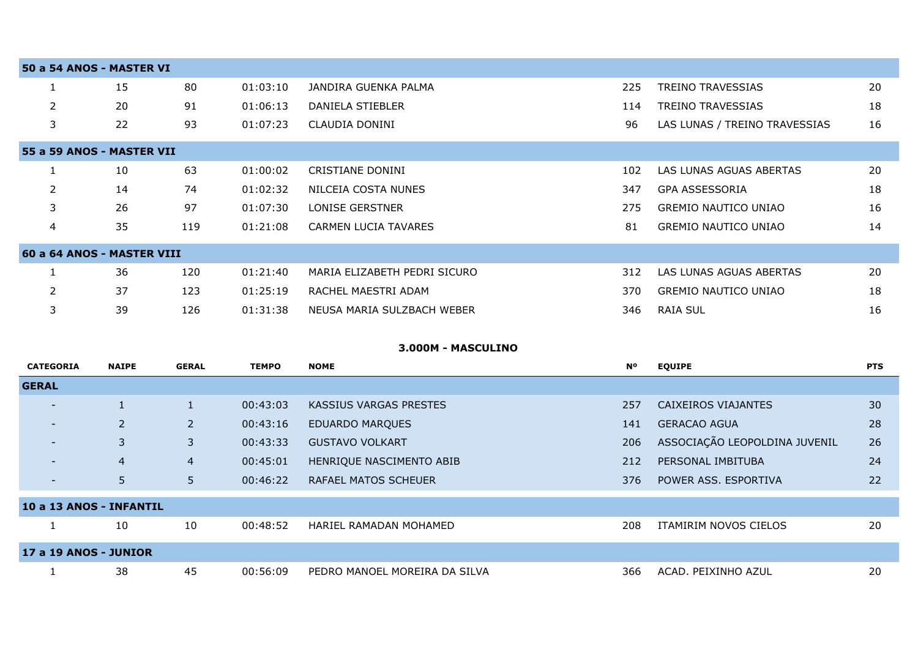| | | | | | | | |
|---|---|---|---|---|---|---|---|
| **50 a 54 ANOS - MASTER VI** | | | | | | | |
| 1 | 15 | 80 | 01:03:10 | JANDIRA GUENKA PALMA | 225 | TREINO TRAVESSIAS | 20 |
| 2 | 20 | 91 | 01:06:13 | DANIELA STIEBLER | 114 | TREINO TRAVESSIAS | 18 |
| 3 | 22 | 93 | 01:07:23 | CLAUDIA DONINI | 96 | LAS LUNAS / TREINO TRAVESSIAS | 16 |
| **55 a 59 ANOS - MASTER VII** | | | | | | | |
| 1 | 10 | 63 | 01:00:02 | CRISTIANE DONINI | 102 | LAS LUNAS AGUAS ABERTAS | 20 |
| 2 | 14 | 74 | 01:02:32 | NILCEIA COSTA NUNES | 347 | GPA ASSESSORIA | 18 |
| 3 | 26 | 97 | 01:07:30 | LONISE GERSTNER | 275 | GREMIO NAUTICO UNIAO | 16 |
| 4 | 35 | 119 | 01:21:08 | CARMEN LUCIA TAVARES | 81 | GREMIO NAUTICO UNIAO | 14 |
| **60 a 64 ANOS - MASTER VIII** | | | | | | | |
| 1 | 36 | 120 | 01:21:40 | MARIA ELIZABETH PEDRI SICURO | 312 | LAS LUNAS AGUAS ABERTAS | 20 |
| 2 | 37 | 123 | 01:25:19 | RACHEL MAESTRI ADAM | 370 | GREMIO NAUTICO UNIAO | 18 |
| 3 | 39 | 126 | 01:31:38 | NEUSA MARIA SULZBACH WEBER | 346 | RAIA SUL | 16 |

## 3.000M - MASCULINO

| CATEGORIA | NAIPE | GERAL | TEMPO | NOME | Nº | EQUIPE | PTS |
|---|---|---|---|---|---|---|---|
| **GERAL** | | | | | | | |
| - | 1 | 1 | 00:43:03 | KASSIUS VARGAS PRESTES | 257 | CAIXEIROS VIAJANTES | 30 |
| - | 2 | 2 | 00:43:16 | EDUARDO MARQUES | 141 | GERACAO AGUA | 28 |
| - | 3 | 3 | 00:43:33 | GUSTAVO VOLKART | 206 | ASSOCIAÇÃO LEOPOLDINA JUVENIL | 26 |
| - | 4 | 4 | 00:45:01 | HENRIQUE NASCIMENTO ABIB | 212 | PERSONAL IMBITUBA | 24 |
| - | 5 | 5 | 00:46:22 | RAFAEL MATOS SCHEUER | 376 | POWER ASS. ESPORTIVA | 22 |
| **10 a 13 ANOS - INFANTIL** | | | | | | | |
| 1 | 10 | 10 | 00:48:52 | HARIEL RAMADAN MOHAMED | 208 | ITAMIRIM NOVOS CIELOS | 20 |
| **17 a 19 ANOS - JUNIOR** | | | | | | | |
| 1 | 38 | 45 | 00:56:09 | PEDRO MANOEL MOREIRA DA SILVA | 366 | ACAD. PEIXINHO AZUL | 20 |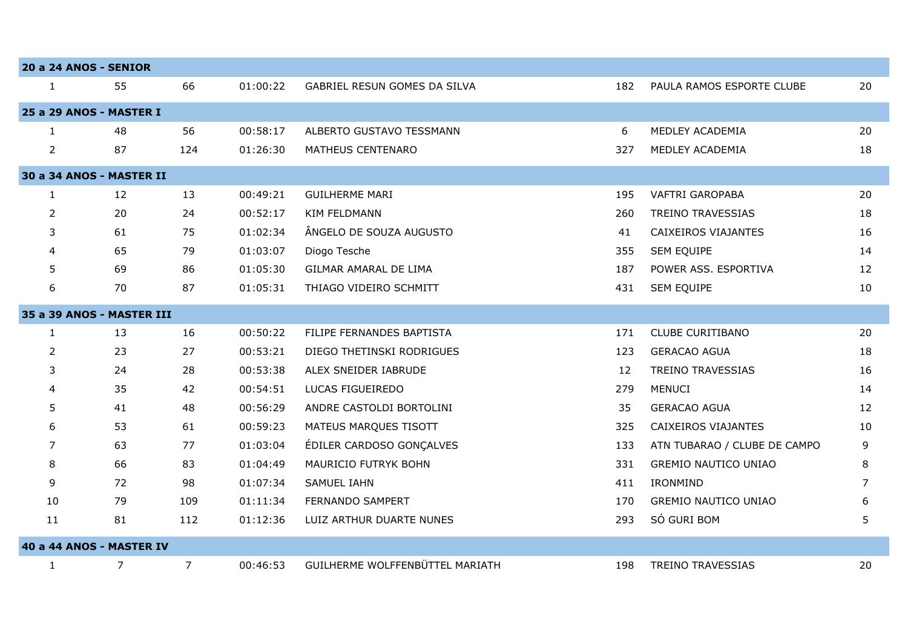| 20 a 24 ANOS - SENIOR | | | | | | | |
|---|---|---|---|---|---|---|---|
| 1 | 55 | 66 | 01:00:22 | GABRIEL RESUN GOMES DA SILVA | 182 | PAULA RAMOS ESPORTE CLUBE | 20 |
| **25 a 29 ANOS - MASTER I** | | | | | | | |
| 1 | 48 | 56 | 00:58:17 | ALBERTO GUSTAVO TESSMANN | 6 | MEDLEY ACADEMIA | 20 |
| 2 | 87 | 124 | 01:26:30 | MATHEUS CENTENARO | 327 | MEDLEY ACADEMIA | 18 |
| **30 a 34 ANOS - MASTER II** | | | | | | | |
| 1 | 12 | 13 | 00:49:21 | GUILHERME MARI | 195 | VAFTRI GAROPABA | 20 |
| 2 | 20 | 24 | 00:52:17 | KIM FELDMANN | 260 | TREINO TRAVESSIAS | 18 |
| 3 | 61 | 75 | 01:02:34 | ÂNGELO DE SOUZA AUGUSTO | 41 | CAIXEIROS VIAJANTES | 16 |
| 4 | 65 | 79 | 01:03:07 | Diogo Tesche | 355 | SEM EQUIPE | 14 |
| 5 | 69 | 86 | 01:05:30 | GILMAR AMARAL DE LIMA | 187 | POWER ASS. ESPORTIVA | 12 |
| 6 | 70 | 87 | 01:05:31 | THIAGO VIDEIRO SCHMITT | 431 | SEM EQUIPE | 10 |
| **35 a 39 ANOS - MASTER III** | | | | | | | |
| 1 | 13 | 16 | 00:50:22 | FILIPE FERNANDES BAPTISTA | 171 | CLUBE CURITIBANO | 20 |
| 2 | 23 | 27 | 00:53:21 | DIEGO THETINSKI RODRIGUES | 123 | GERACAO AGUA | 18 |
| 3 | 24 | 28 | 00:53:38 | ALEX SNEIDER IABRUDE | 12 | TREINO TRAVESSIAS | 16 |
| 4 | 35 | 42 | 00:54:51 | LUCAS FIGUEIREDO | 279 | MENUCI | 14 |
| 5 | 41 | 48 | 00:56:29 | ANDRE CASTOLDI BORTOLINI | 35 | GERACAO AGUA | 12 |
| 6 | 53 | 61 | 00:59:23 | MATEUS MARQUES TISOTT | 325 | CAIXEIROS VIAJANTES | 10 |
| 7 | 63 | 77 | 01:03:04 | ÉDILER CARDOSO GONÇALVES | 133 | ATN TUBARAO / CLUBE DE CAMPO | 9 |
| 8 | 66 | 83 | 01:04:49 | MAURICIO FUTRYK BOHN | 331 | GREMIO NAUTICO UNIAO | 8 |
| 9 | 72 | 98 | 01:07:34 | SAMUEL IAHN | 411 | IRONMIND | 7 |
| 10 | 79 | 109 | 01:11:34 | FERNANDO SAMPERT | 170 | GREMIO NAUTICO UNIAO | 6 |
| 11 | 81 | 112 | 01:12:36 | LUIZ ARTHUR DUARTE NUNES | 293 | SÓ GURI BOM | 5 |
| **40 a 44 ANOS - MASTER IV** | | | | | | | |
| 1 | 7 | 7 | 00:46:53 | GUILHERME WOLFFENBÜTTEL MARIATH | 198 | TREINO TRAVESSIAS | 20 |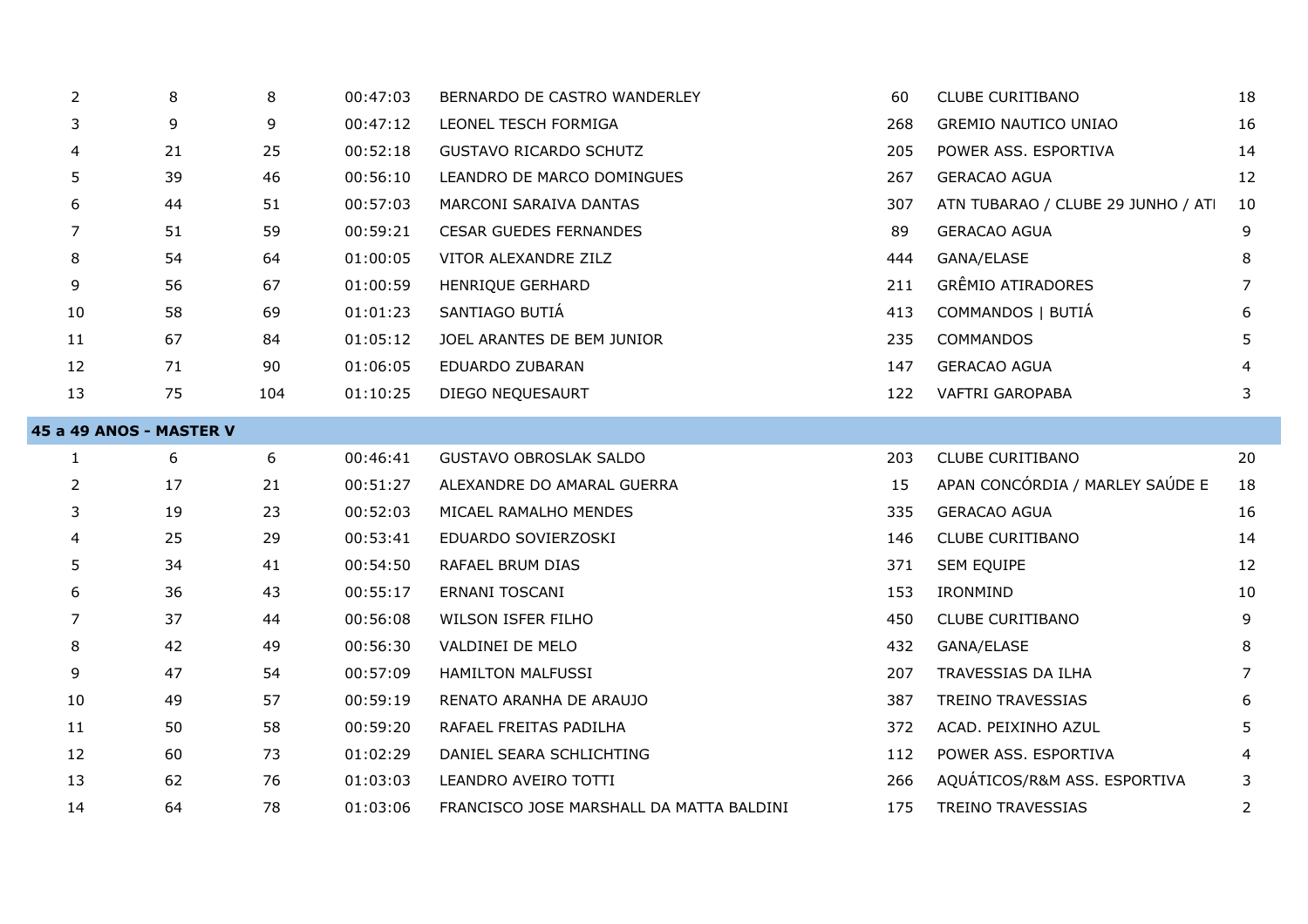| | | | | | | | |
|---|---|---|---|---|---|---|---|
| 2 | 8 | 8 | 00:47:03 | BERNARDO DE CASTRO WANDERLEY | 60 | CLUBE CURITIBANO | 18 |
| 3 | 9 | 9 | 00:47:12 | LEONEL TESCH FORMIGA | 268 | GREMIO NAUTICO UNIAO | 16 |
| 4 | 21 | 25 | 00:52:18 | GUSTAVO RICARDO SCHUTZ | 205 | POWER ASS. ESPORTIVA | 14 |
| 5 | 39 | 46 | 00:56:10 | LEANDRO DE MARCO DOMINGUES | 267 | GERACAO AGUA | 12 |
| 6 | 44 | 51 | 00:57:03 | MARCONI SARAIVA DANTAS | 307 | ATN TUBARAO / CLUBE 29 JUNHO / ATI | 10 |
| 7 | 51 | 59 | 00:59:21 | CESAR GUEDES FERNANDES | 89 | GERACAO AGUA | 9 |
| 8 | 54 | 64 | 01:00:05 | VITOR ALEXANDRE ZILZ | 444 | GANA/ELASE | 8 |
| 9 | 56 | 67 | 01:00:59 | HENRIQUE GERHARD | 211 | GRÊMIO ATIRADORES | 7 |
| 10 | 58 | 69 | 01:01:23 | SANTIAGO BUTIÁ | 413 | COMMANDOS \| BUTIÁ | 6 |
| 11 | 67 | 84 | 01:05:12 | JOEL ARANTES DE BEM JUNIOR | 235 | COMMANDOS | 5 |
| 12 | 71 | 90 | 01:06:05 | EDUARDO ZUBARAN | 147 | GERACAO AGUA | 4 |
| 13 | 75 | 104 | 01:10:25 | DIEGO NEQUESAURT | 122 | VAFTRI GAROPABA | 3 |
| **45 a 49 ANOS - MASTER V** | | | | | | | |
| 1 | 6 | 6 | 00:46:41 | GUSTAVO OBROSLAK SALDO | 203 | CLUBE CURITIBANO | 20 |
| 2 | 17 | 21 | 00:51:27 | ALEXANDRE DO AMARAL GUERRA | 15 | APAN CONCÓRDIA / MARLEY SAÚDE E | 18 |
| 3 | 19 | 23 | 00:52:03 | MICAEL RAMALHO MENDES | 335 | GERACAO AGUA | 16 |
| 4 | 25 | 29 | 00:53:41 | EDUARDO SOVIERZOSKI | 146 | CLUBE CURITIBANO | 14 |
| 5 | 34 | 41 | 00:54:50 | RAFAEL BRUM DIAS | 371 | SEM EQUIPE | 12 |
| 6 | 36 | 43 | 00:55:17 | ERNANI TOSCANI | 153 | IRONMIND | 10 |
| 7 | 37 | 44 | 00:56:08 | WILSON ISFER FILHO | 450 | CLUBE CURITIBANO | 9 |
| 8 | 42 | 49 | 00:56:30 | VALDINEI DE MELO | 432 | GANA/ELASE | 8 |
| 9 | 47 | 54 | 00:57:09 | HAMILTON MALFUSSI | 207 | TRAVESSIAS DA ILHA | 7 |
| 10 | 49 | 57 | 00:59:19 | RENATO ARANHA DE ARAUJO | 387 | TREINO TRAVESSIAS | 6 |
| 11 | 50 | 58 | 00:59:20 | RAFAEL FREITAS PADILHA | 372 | ACAD. PEIXINHO AZUL | 5 |
| 12 | 60 | 73 | 01:02:29 | DANIEL SEARA SCHLICHTING | 112 | POWER ASS. ESPORTIVA | 4 |
| 13 | 62 | 76 | 01:03:03 | LEANDRO AVEIRO TOTTI | 266 | AQUÁTICOS/R&M ASS. ESPORTIVA | 3 |
| 14 | 64 | 78 | 01:03:06 | FRANCISCO JOSE MARSHALL DA MATTA BALDINI | 175 | TREINO TRAVESSIAS | 2 |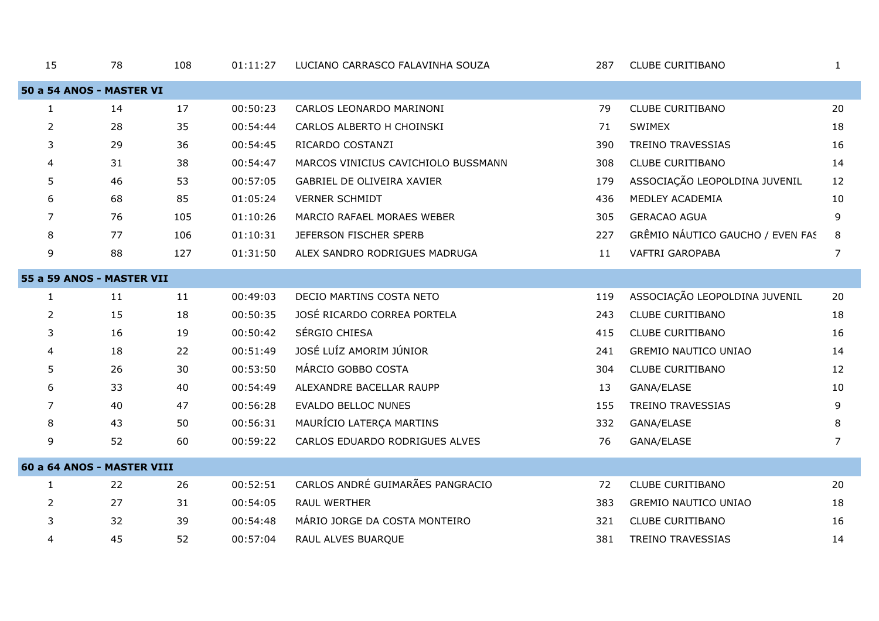| | | | | | | | |
|---|---|---|---|---|---|---|---|
| 15 | 78 | 108 | 01:11:27 | LUCIANO CARRASCO FALAVINHA SOUZA | 287 | CLUBE CURITIBANO | 1 |
| **50 a 54 ANOS - MASTER VI** | | | | | | | |
| 1 | 14 | 17 | 00:50:23 | CARLOS LEONARDO MARINONI | 79 | CLUBE CURITIBANO | 20 |
| 2 | 28 | 35 | 00:54:44 | CARLOS ALBERTO H CHOINSKI | 71 | SWIMEX | 18 |
| 3 | 29 | 36 | 00:54:45 | RICARDO COSTANZI | 390 | TREINO TRAVESSIAS | 16 |
| 4 | 31 | 38 | 00:54:47 | MARCOS VINICIUS CAVICHIOLO BUSSMANN | 308 | CLUBE CURITIBANO | 14 |
| 5 | 46 | 53 | 00:57:05 | GABRIEL DE OLIVEIRA XAVIER | 179 | ASSOCIAÇÃO LEOPOLDINA JUVENIL | 12 |
| 6 | 68 | 85 | 01:05:24 | VERNER SCHMIDT | 436 | MEDLEY ACADEMIA | 10 |
| 7 | 76 | 105 | 01:10:26 | MARCIO RAFAEL MORAES WEBER | 305 | GERACAO AGUA | 9 |
| 8 | 77 | 106 | 01:10:31 | JEFERSON FISCHER SPERB | 227 | GRÊMIO NÁUTICO GAUCHO / EVEN FAS | 8 |
| 9 | 88 | 127 | 01:31:50 | ALEX SANDRO RODRIGUES MADRUGA | 11 | VAFTRI GAROPABA | 7 |
| **55 a 59 ANOS - MASTER VII** | | | | | | | |
| 1 | 11 | 11 | 00:49:03 | DECIO MARTINS COSTA NETO | 119 | ASSOCIAÇÃO LEOPOLDINA JUVENIL | 20 |
| 2 | 15 | 18 | 00:50:35 | JOSÉ RICARDO CORREA PORTELA | 243 | CLUBE CURITIBANO | 18 |
| 3 | 16 | 19 | 00:50:42 | SÉRGIO CHIESA | 415 | CLUBE CURITIBANO | 16 |
| 4 | 18 | 22 | 00:51:49 | JOSÉ LUÍZ AMORIM JÚNIOR | 241 | GREMIO NAUTICO UNIAO | 14 |
| 5 | 26 | 30 | 00:53:50 | MÁRCIO GOBBO COSTA | 304 | CLUBE CURITIBANO | 12 |
| 6 | 33 | 40 | 00:54:49 | ALEXANDRE BACELLAR RAUPP | 13 | GANA/ELASE | 10 |
| 7 | 40 | 47 | 00:56:28 | EVALDO BELLOC NUNES | 155 | TREINO TRAVESSIAS | 9 |
| 8 | 43 | 50 | 00:56:31 | MAURÍCIO LATERÇA MARTINS | 332 | GANA/ELASE | 8 |
| 9 | 52 | 60 | 00:59:22 | CARLOS EDUARDO RODRIGUES ALVES | 76 | GANA/ELASE | 7 |
| **60 a 64 ANOS - MASTER VIII** | | | | | | | |
| 1 | 22 | 26 | 00:52:51 | CARLOS ANDRÉ GUIMARÃES PANGRACIO | 72 | CLUBE CURITIBANO | 20 |
| 2 | 27 | 31 | 00:54:05 | RAUL WERTHER | 383 | GREMIO NAUTICO UNIAO | 18 |
| 3 | 32 | 39 | 00:54:48 | MÁRIO JORGE DA COSTA MONTEIRO | 321 | CLUBE CURITIBANO | 16 |
| 4 | 45 | 52 | 00:57:04 | RAUL ALVES BUARQUE | 381 | TREINO TRAVESSIAS | 14 |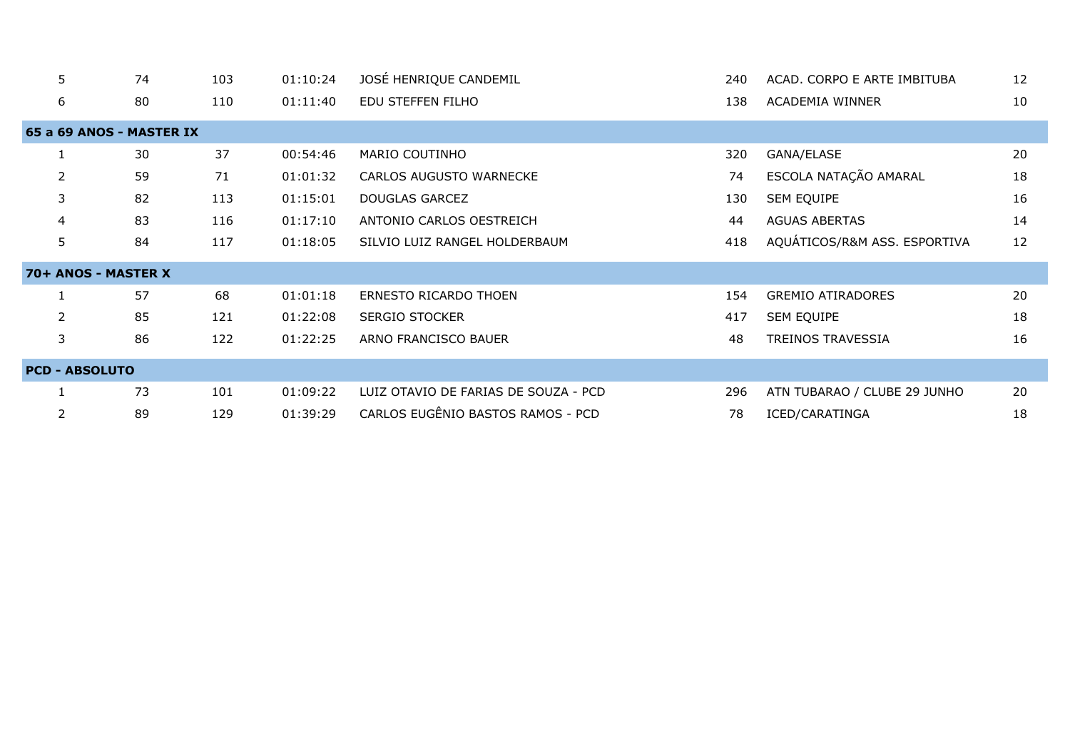| | | | | | | | |
|---|---|---|---|---|---|---|---|
| 5 | 74 | 103 | 01:10:24 | JOSÉ HENRIQUE CANDEMIL | 240 | ACAD. CORPO E ARTE IMBITUBA | 12 |
| 6 | 80 | 110 | 01:11:40 | EDU STEFFEN FILHO | 138 | ACADEMIA WINNER | 10 |
| **65 a 69 ANOS - MASTER IX** | | | | | | | |
| 1 | 30 | 37 | 00:54:46 | MARIO COUTINHO | 320 | GANA/ELASE | 20 |
| 2 | 59 | 71 | 01:01:32 | CARLOS AUGUSTO WARNECKE | 74 | ESCOLA NATAÇÃO AMARAL | 18 |
| 3 | 82 | 113 | 01:15:01 | DOUGLAS GARCEZ | 130 | SEM EQUIPE | 16 |
| 4 | 83 | 116 | 01:17:10 | ANTONIO CARLOS OESTREICH | 44 | AGUAS ABERTAS | 14 |
| 5 | 84 | 117 | 01:18:05 | SILVIO LUIZ RANGEL HOLDERBAUM | 418 | AQUÁTICOS/R&M ASS. ESPORTIVA | 12 |
| **70+ ANOS - MASTER X** | | | | | | | |
| 1 | 57 | 68 | 01:01:18 | ERNESTO RICARDO THOEN | 154 | GREMIO ATIRADORES | 20 |
| 2 | 85 | 121 | 01:22:08 | SERGIO STOCKER | 417 | SEM EQUIPE | 18 |
| 3 | 86 | 122 | 01:22:25 | ARNO FRANCISCO BAUER | 48 | TREINOS TRAVESSIA | 16 |
| **PCD - ABSOLUTO** | | | | | | | |
| 1 | 73 | 101 | 01:09:22 | LUIZ OTAVIO DE FARIAS DE SOUZA - PCD | 296 | ATN TUBARAO / CLUBE 29 JUNHO | 20 |
| 2 | 89 | 129 | 01:39:29 | CARLOS EUGÊNIO BASTOS RAMOS - PCD | 78 | ICED/CARATINGA | 18 |